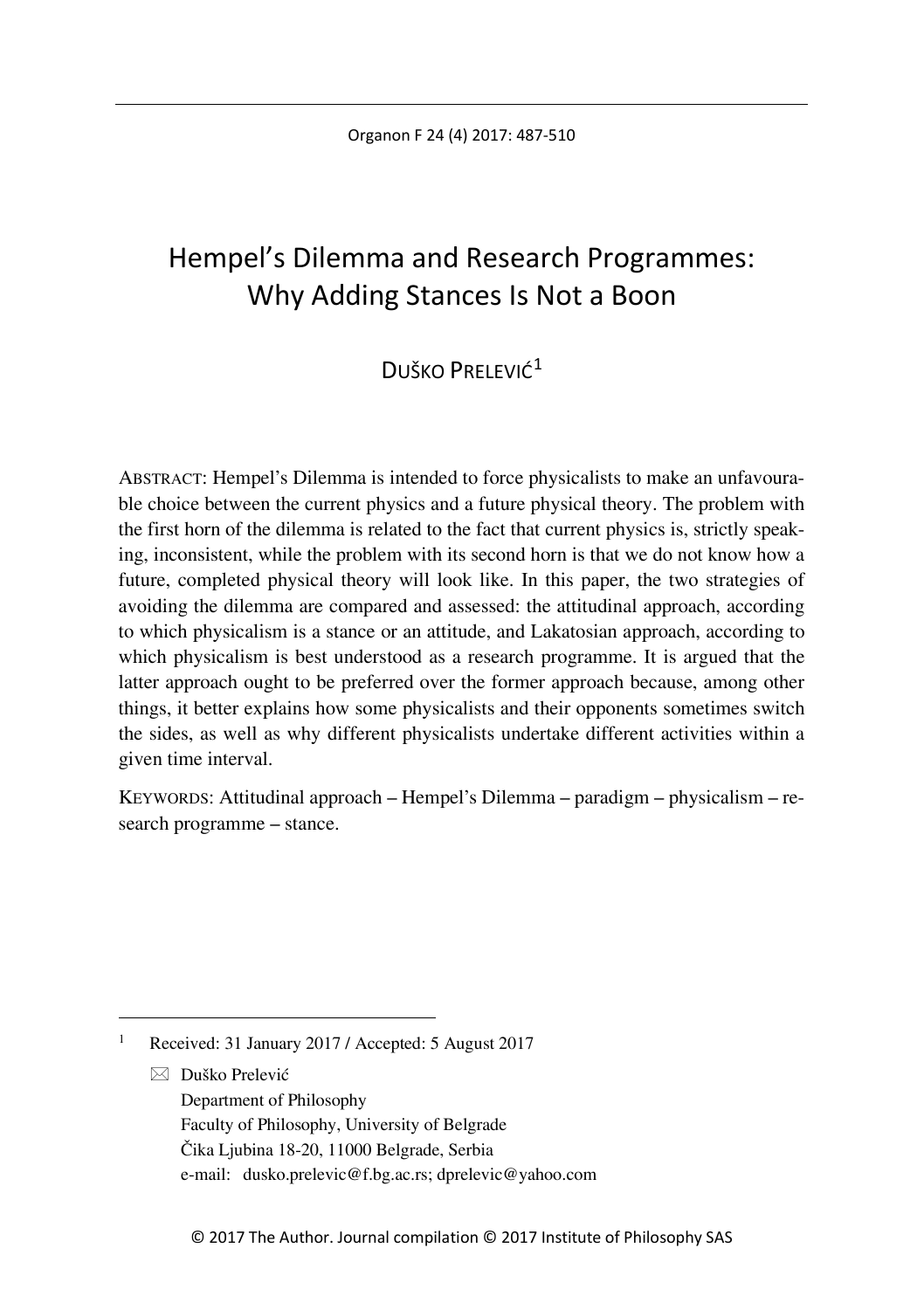# Hempel's Dilemma and Research Programmes: Why Adding Stances Is Not a Boon

DUŠKO PRELEVIĆ[1]

ABSTRACT: Hempel's Dilemma is intended to force physicalists to make an unfavourable choice between the current physics and a future physical theory. The problem with the first horn of the dilemma is related to the fact that current physics is, strictly speaking, inconsistent, while the problem with its second horn is that we do not know how a future, completed physical theory will look like. In this paper, the two strategies of avoiding the dilemma are compared and assessed: the attitudinal approach, according to which physicalism is a stance or an attitude, and Lakatosian approach, according to which physicalism is best understood as a research programme. It is argued that the latter approach ought to be preferred over the former approach because, among other things, it better explains how some physicalists and their opponents sometimes switch the sides, as well as why different physicalists undertake different activities within a given time interval.

KEYWORDS: Attitudinal approach – Hempel's Dilemma – paradigm – physicalism – research programme – stance.

---

[1] Received: 31 January 2017 / Accepted: 5 August 2017

✉ Duško Prelević
Department of Philosophy
Faculty of Philosophy, University of Belgrade
Čika Ljubina 18-20, 11000 Belgrade, Serbia
e-mail: dusko.prelevic@f.bg.ac.rs; dprelevic@yahoo.com

© 2017 The Author. Journal compilation © 2017 Institute of Philosophy SAS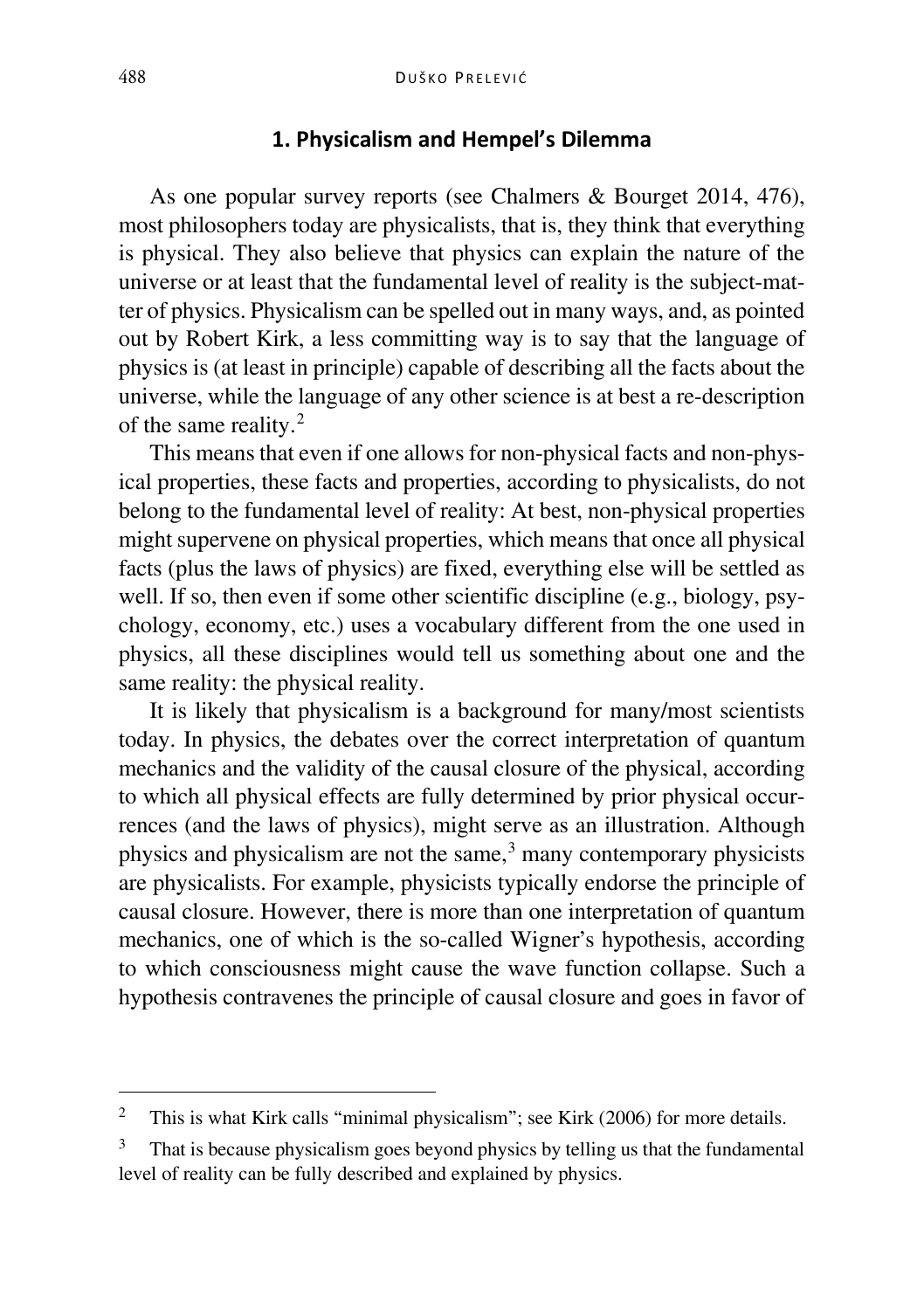## 1. Physicalism and Hempel's Dilemma

As one popular survey reports (see Chalmers & Bourget 2014, 476), most philosophers today are physicalists, that is, they think that everything is physical. They also believe that physics can explain the nature of the universe or at least that the fundamental level of reality is the subject-matter of physics. Physicalism can be spelled out in many ways, and, as pointed out by Robert Kirk, a less committing way is to say that the language of physics is (at least in principle) capable of describing all the facts about the universe, while the language of any other science is at best a re-description of the same reality.[2]

This means that even if one allows for non-physical facts and non-physical properties, these facts and properties, according to physicalists, do not belong to the fundamental level of reality: At best, non-physical properties might supervene on physical properties, which means that once all physical facts (plus the laws of physics) are fixed, everything else will be settled as well. If so, then even if some other scientific discipline (e.g., biology, psychology, economy, etc.) uses a vocabulary different from the one used in physics, all these disciplines would tell us something about one and the same reality: the physical reality.

It is likely that physicalism is a background for many/most scientists today. In physics, the debates over the correct interpretation of quantum mechanics and the validity of the causal closure of the physical, according to which all physical effects are fully determined by prior physical occurrences (and the laws of physics), might serve as an illustration. Although physics and physicalism are not the same,[3] many contemporary physicists are physicalists. For example, physicists typically endorse the principle of causal closure. However, there is more than one interpretation of quantum mechanics, one of which is the so-called Wigner's hypothesis, according to which consciousness might cause the wave function collapse. Such a hypothesis contravenes the principle of causal closure and goes in favor of

[2] This is what Kirk calls "minimal physicalism"; see Kirk (2006) for more details.

[3] That is because physicalism goes beyond physics by telling us that the fundamental level of reality can be fully described and explained by physics.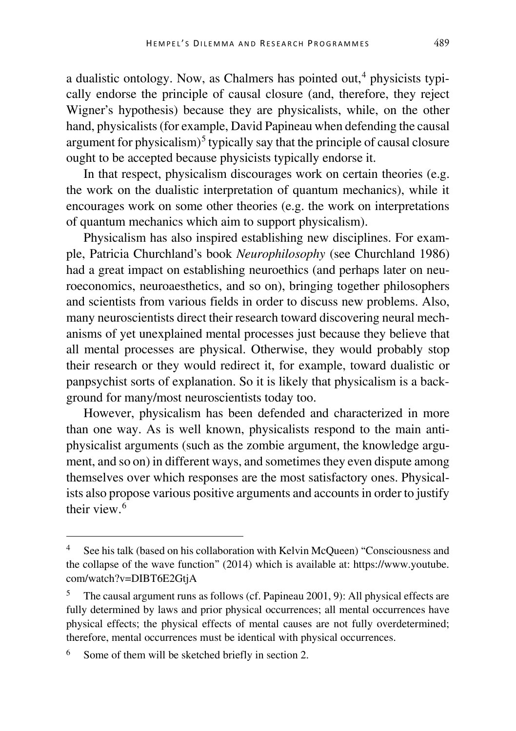a dualistic ontology. Now, as Chalmers has pointed out,[4] physicists typically endorse the principle of causal closure (and, therefore, they reject Wigner's hypothesis) because they are physicalists, while, on the other hand, physicalists (for example, David Papineau when defending the causal argument for physicalism)[5] typically say that the principle of causal closure ought to be accepted because physicists typically endorse it.

In that respect, physicalism discourages work on certain theories (e.g. the work on the dualistic interpretation of quantum mechanics), while it encourages work on some other theories (e.g. the work on interpretations of quantum mechanics which aim to support physicalism).

Physicalism has also inspired establishing new disciplines. For example, Patricia Churchland's book *Neurophilosophy* (see Churchland 1986) had a great impact on establishing neuroethics (and perhaps later on neuroeconomics, neuroaesthetics, and so on), bringing together philosophers and scientists from various fields in order to discuss new problems. Also, many neuroscientists direct their research toward discovering neural mechanisms of yet unexplained mental processes just because they believe that all mental processes are physical. Otherwise, they would probably stop their research or they would redirect it, for example, toward dualistic or panpsychist sorts of explanation. So it is likely that physicalism is a background for many/most neuroscientists today too.

However, physicalism has been defended and characterized in more than one way. As is well known, physicalists respond to the main anti-physicalist arguments (such as the zombie argument, the knowledge argument, and so on) in different ways, and sometimes they even dispute among themselves over which responses are the most satisfactory ones. Physicalists also propose various positive arguments and accounts in order to justify their view.[6]

---

[4] See his talk (based on his collaboration with Kelvin McQueen) "Consciousness and the collapse of the wave function" (2014) which is available at: https://www.youtube.com/watch?v=DIBT6E2GtjA

[5] The causal argument runs as follows (cf. Papineau 2001, 9): All physical effects are fully determined by laws and prior physical occurrences; all mental occurrences have physical effects; the physical effects of mental causes are not fully overdetermined; therefore, mental occurrences must be identical with physical occurrences.

[6] Some of them will be sketched briefly in section 2.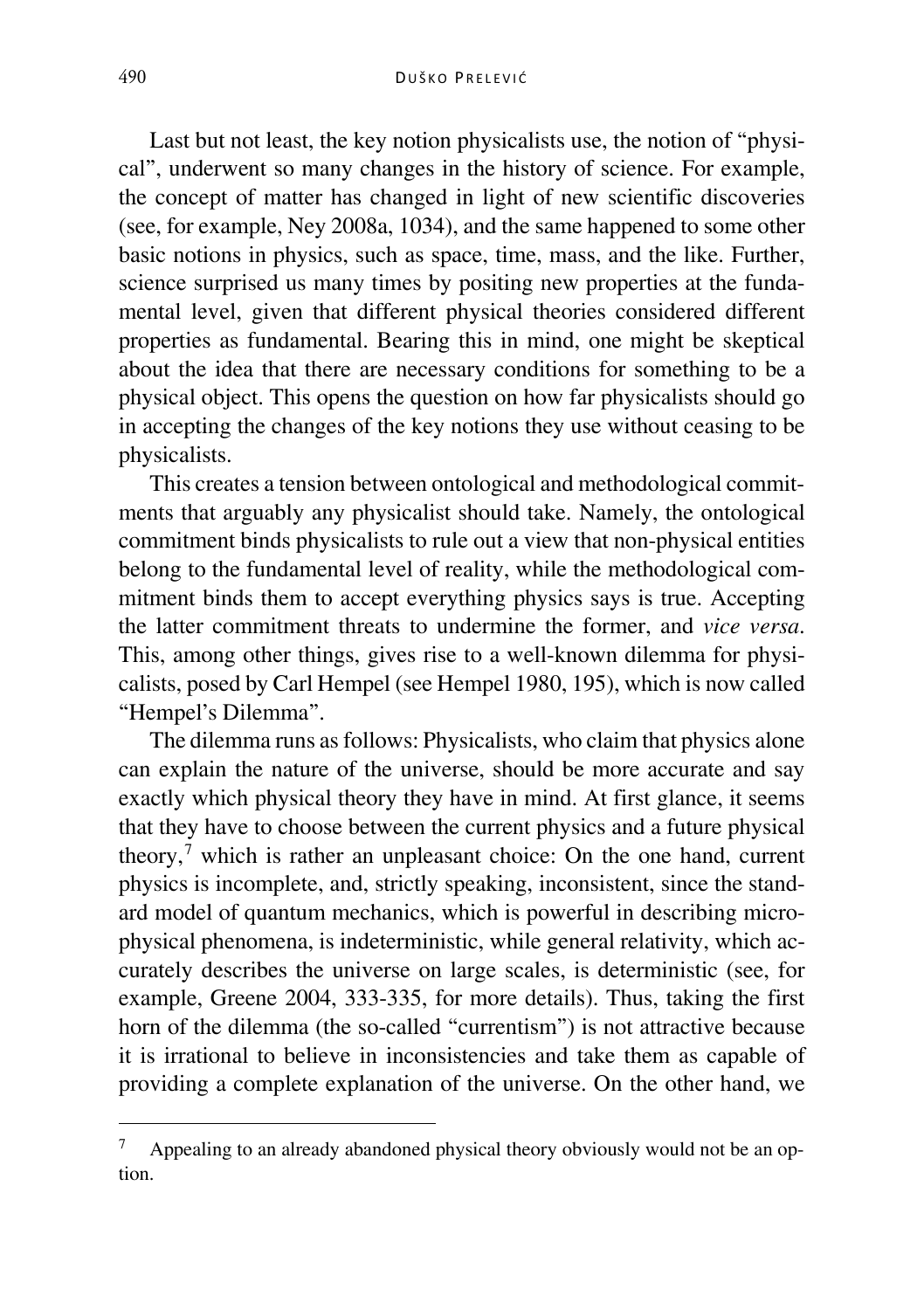Last but not least, the key notion physicalists use, the notion of "physical", underwent so many changes in the history of science. For example, the concept of matter has changed in light of new scientific discoveries (see, for example, Ney 2008a, 1034), and the same happened to some other basic notions in physics, such as space, time, mass, and the like. Further, science surprised us many times by positing new properties at the fundamental level, given that different physical theories considered different properties as fundamental. Bearing this in mind, one might be skeptical about the idea that there are necessary conditions for something to be a physical object. This opens the question on how far physicalists should go in accepting the changes of the key notions they use without ceasing to be physicalists.

This creates a tension between ontological and methodological commitments that arguably any physicalist should take. Namely, the ontological commitment binds physicalists to rule out a view that non-physical entities belong to the fundamental level of reality, while the methodological commitment binds them to accept everything physics says is true. Accepting the latter commitment threats to undermine the former, and *vice versa.* This, among other things, gives rise to a well-known dilemma for physicalists, posed by Carl Hempel (see Hempel 1980, 195), which is now called "Hempel's Dilemma".

The dilemma runs as follows: Physicalists, who claim that physics alone can explain the nature of the universe, should be more accurate and say exactly which physical theory they have in mind. At first glance, it seems that they have to choose between the current physics and a future physical theory,[7] which is rather an unpleasant choice: On the one hand, current physics is incomplete, and, strictly speaking, inconsistent, since the standard model of quantum mechanics, which is powerful in describing microphysical phenomena, is indeterministic, while general relativity, which accurately describes the universe on large scales, is deterministic (see, for example, Greene 2004, 333-335, for more details). Thus, taking the first horn of the dilemma (the so-called "currentism") is not attractive because it is irrational to believe in inconsistencies and take them as capable of providing a complete explanation of the universe. On the other hand, we

[7] Appealing to an already abandoned physical theory obviously would not be an option.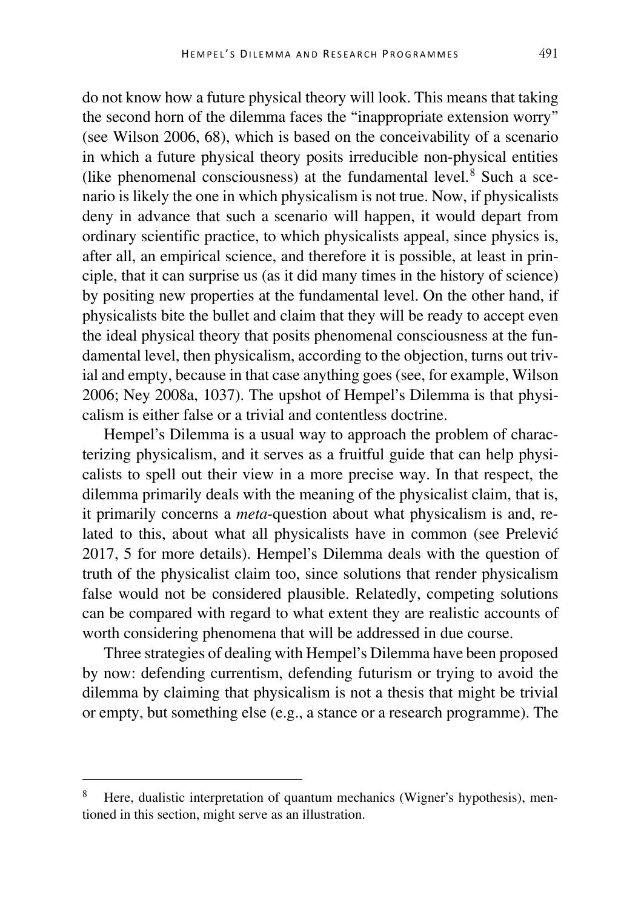do not know how a future physical theory will look. This means that taking the second horn of the dilemma faces the "inappropriate extension worry" (see Wilson 2006, 68), which is based on the conceivability of a scenario in which a future physical theory posits irreducible non-physical entities (like phenomenal consciousness) at the fundamental level.[8] Such a scenario is likely the one in which physicalism is not true. Now, if physicalists deny in advance that such a scenario will happen, it would depart from ordinary scientific practice, to which physicalists appeal, since physics is, after all, an empirical science, and therefore it is possible, at least in principle, that it can surprise us (as it did many times in the history of science) by positing new properties at the fundamental level. On the other hand, if physicalists bite the bullet and claim that they will be ready to accept even the ideal physical theory that posits phenomenal consciousness at the fundamental level, then physicalism, according to the objection, turns out trivial and empty, because in that case anything goes (see, for example, Wilson 2006; Ney 2008a, 1037). The upshot of Hempel's Dilemma is that physicalism is either false or a trivial and contentless doctrine.

Hempel's Dilemma is a usual way to approach the problem of characterizing physicalism, and it serves as a fruitful guide that can help physicalists to spell out their view in a more precise way. In that respect, the dilemma primarily deals with the meaning of the physicalist claim, that is, it primarily concerns a *meta*-question about what physicalism is and, related to this, about what all physicalists have in common (see Prelević 2017, 5 for more details). Hempel's Dilemma deals with the question of truth of the physicalist claim too, since solutions that render physicalism false would not be considered plausible. Relatedly, competing solutions can be compared with regard to what extent they are realistic accounts of worth considering phenomena that will be addressed in due course.

Three strategies of dealing with Hempel's Dilemma have been proposed by now: defending currentism, defending futurism or trying to avoid the dilemma by claiming that physicalism is not a thesis that might be trivial or empty, but something else (e.g., a stance or a research programme). The

---

[8] Here, dualistic interpretation of quantum mechanics (Wigner's hypothesis), mentioned in this section, might serve as an illustration.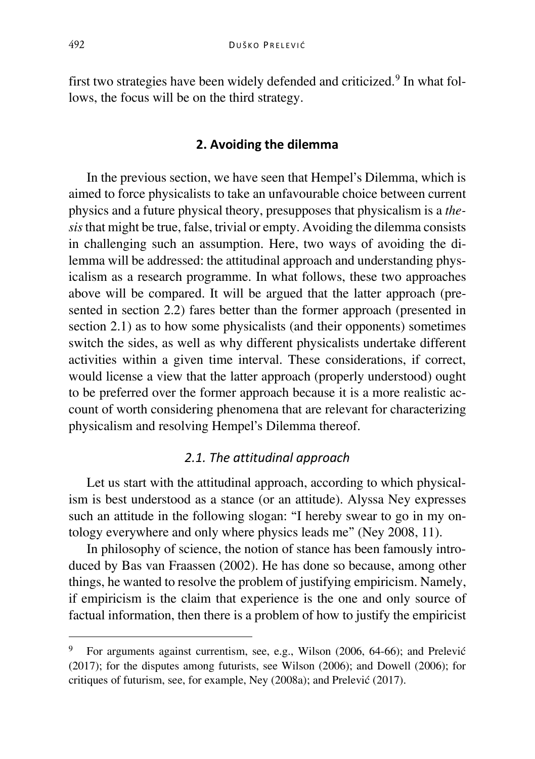first two strategies have been widely defended and criticized.[9] In what follows, the focus will be on the third strategy.

## 2. Avoiding the dilemma

In the previous section, we have seen that Hempel's Dilemma, which is aimed to force physicalists to take an unfavourable choice between current physics and a future physical theory, presupposes that physicalism is a *thesis* that might be true, false, trivial or empty. Avoiding the dilemma consists in challenging such an assumption. Here, two ways of avoiding the dilemma will be addressed: the attitudinal approach and understanding physicalism as a research programme. In what follows, these two approaches above will be compared. It will be argued that the latter approach (presented in section 2.2) fares better than the former approach (presented in section 2.1) as to how some physicalists (and their opponents) sometimes switch the sides, as well as why different physicalists undertake different activities within a given time interval. These considerations, if correct, would license a view that the latter approach (properly understood) ought to be preferred over the former approach because it is a more realistic account of worth considering phenomena that are relevant for characterizing physicalism and resolving Hempel's Dilemma thereof.

### *2.1. The attitudinal approach*

Let us start with the attitudinal approach, according to which physicalism is best understood as a stance (or an attitude). Alyssa Ney expresses such an attitude in the following slogan: "I hereby swear to go in my ontology everywhere and only where physics leads me" (Ney 2008, 11).

In philosophy of science, the notion of stance has been famously introduced by Bas van Fraassen (2002). He has done so because, among other things, he wanted to resolve the problem of justifying empiricism. Namely, if empiricism is the claim that experience is the one and only source of factual information, then there is a problem of how to justify the empiricist

---

[9] For arguments against currentism, see, e.g., Wilson (2006, 64-66); and Prelević (2017); for the disputes among futurists, see Wilson (2006); and Dowell (2006); for critiques of futurism, see, for example, Ney (2008a); and Prelević (2017).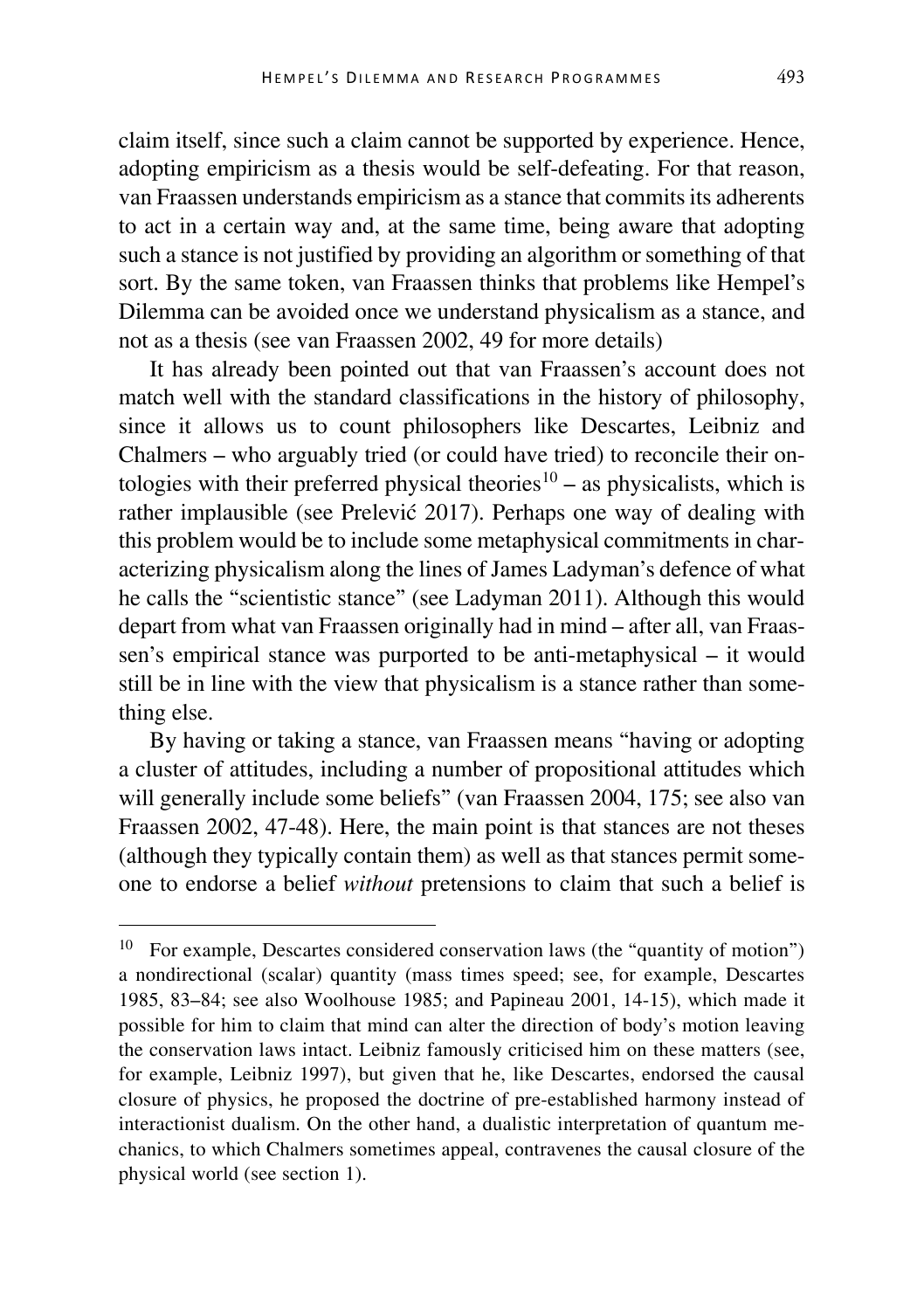claim itself, since such a claim cannot be supported by experience. Hence, adopting empiricism as a thesis would be self-defeating. For that reason, van Fraassen understands empiricism as a stance that commits its adherents to act in a certain way and, at the same time, being aware that adopting such a stance is not justified by providing an algorithm or something of that sort. By the same token, van Fraassen thinks that problems like Hempel's Dilemma can be avoided once we understand physicalism as a stance, and not as a thesis (see van Fraassen 2002, 49 for more details)

It has already been pointed out that van Fraassen's account does not match well with the standard classifications in the history of philosophy, since it allows us to count philosophers like Descartes, Leibniz and Chalmers – who arguably tried (or could have tried) to reconcile their ontologies with their preferred physical theories[10] – as physicalists, which is rather implausible (see Prelević 2017). Perhaps one way of dealing with this problem would be to include some metaphysical commitments in characterizing physicalism along the lines of James Ladyman's defence of what he calls the "scientistic stance" (see Ladyman 2011). Although this would depart from what van Fraassen originally had in mind – after all, van Fraassen's empirical stance was purported to be anti-metaphysical – it would still be in line with the view that physicalism is a stance rather than something else.

By having or taking a stance, van Fraassen means "having or adopting a cluster of attitudes, including a number of propositional attitudes which will generally include some beliefs" (van Fraassen 2004, 175; see also van Fraassen 2002, 47-48). Here, the main point is that stances are not theses (although they typically contain them) as well as that stances permit someone to endorse a belief *without* pretensions to claim that such a belief is

---

[10] For example, Descartes considered conservation laws (the "quantity of motion") a nondirectional (scalar) quantity (mass times speed; see, for example, Descartes 1985, 83–84; see also Woolhouse 1985; and Papineau 2001, 14-15), which made it possible for him to claim that mind can alter the direction of body's motion leaving the conservation laws intact. Leibniz famously criticised him on these matters (see, for example, Leibniz 1997), but given that he, like Descartes, endorsed the causal closure of physics, he proposed the doctrine of pre-established harmony instead of interactionist dualism. On the other hand, a dualistic interpretation of quantum mechanics, to which Chalmers sometimes appeal, contravenes the causal closure of the physical world (see section 1).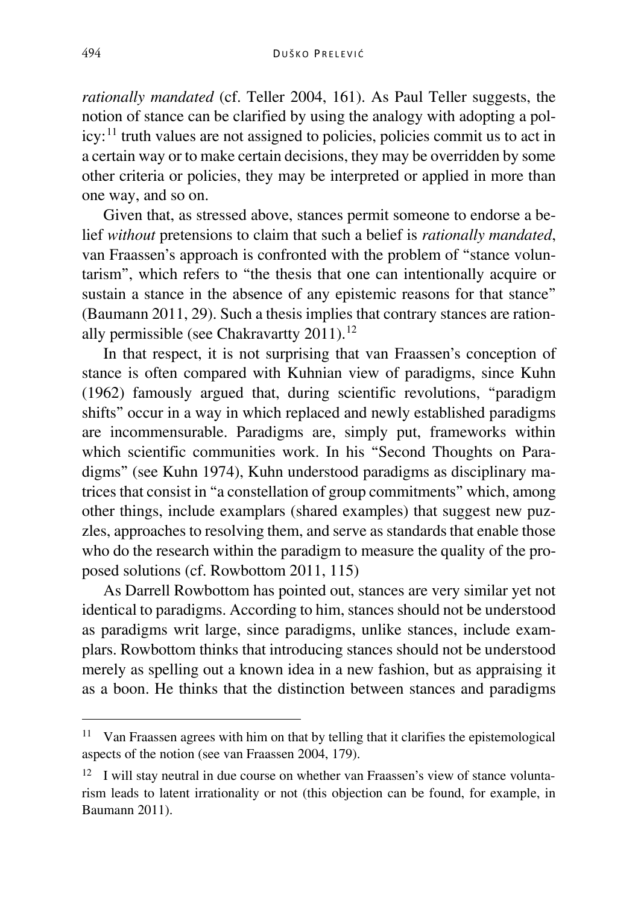*rationally mandated* (cf. Teller 2004, 161). As Paul Teller suggests, the notion of stance can be clarified by using the analogy with adopting a policy:[11] truth values are not assigned to policies, policies commit us to act in a certain way or to make certain decisions, they may be overridden by some other criteria or policies, they may be interpreted or applied in more than one way, and so on.

Given that, as stressed above, stances permit someone to endorse a belief *without* pretensions to claim that such a belief is *rationally mandated*, van Fraassen's approach is confronted with the problem of "stance voluntarism", which refers to "the thesis that one can intentionally acquire or sustain a stance in the absence of any epistemic reasons for that stance" (Baumann 2011, 29). Such a thesis implies that contrary stances are rationally permissible (see Chakravartty 2011).[12]

In that respect, it is not surprising that van Fraassen's conception of stance is often compared with Kuhnian view of paradigms, since Kuhn (1962) famously argued that, during scientific revolutions, "paradigm shifts" occur in a way in which replaced and newly established paradigms are incommensurable. Paradigms are, simply put, frameworks within which scientific communities work. In his "Second Thoughts on Paradigms" (see Kuhn 1974), Kuhn understood paradigms as disciplinary matrices that consist in "a constellation of group commitments" which, among other things, include examplars (shared examples) that suggest new puzzles, approaches to resolving them, and serve as standards that enable those who do the research within the paradigm to measure the quality of the proposed solutions (cf. Rowbottom 2011, 115)

As Darrell Rowbottom has pointed out, stances are very similar yet not identical to paradigms. According to him, stances should not be understood as paradigms writ large, since paradigms, unlike stances, include examplars. Rowbottom thinks that introducing stances should not be understood merely as spelling out a known idea in a new fashion, but as appraising it as a boon. He thinks that the distinction between stances and paradigms

[11] Van Fraassen agrees with him on that by telling that it clarifies the epistemological aspects of the notion (see van Fraassen 2004, 179).

[12] I will stay neutral in due course on whether van Fraassen's view of stance voluntarism leads to latent irrationality or not (this objection can be found, for example, in Baumann 2011).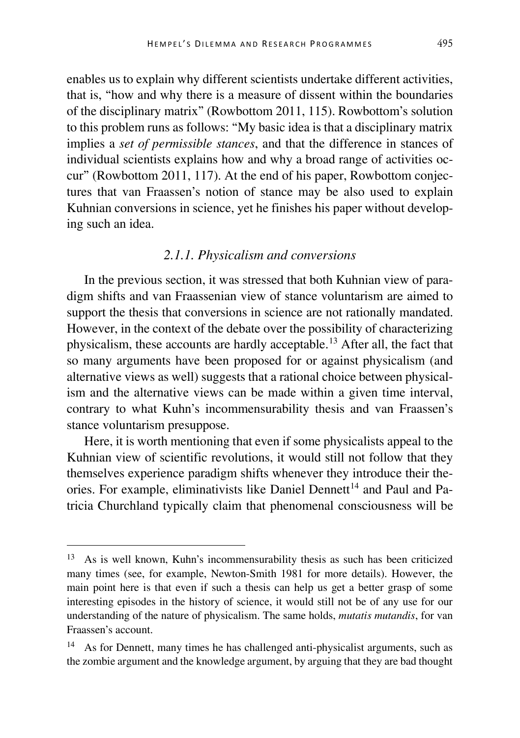enables us to explain why different scientists undertake different activities, that is, "how and why there is a measure of dissent within the boundaries of the disciplinary matrix" (Rowbottom 2011, 115). Rowbottom's solution to this problem runs as follows: "My basic idea is that a disciplinary matrix implies a *set of permissible stances*, and that the difference in stances of individual scientists explains how and why a broad range of activities occur" (Rowbottom 2011, 117). At the end of his paper, Rowbottom conjectures that van Fraassen's notion of stance may be also used to explain Kuhnian conversions in science, yet he finishes his paper without developing such an idea.

### *2.1.1. Physicalism and conversions*

In the previous section, it was stressed that both Kuhnian view of paradigm shifts and van Fraassenian view of stance voluntarism are aimed to support the thesis that conversions in science are not rationally mandated. However, in the context of the debate over the possibility of characterizing physicalism, these accounts are hardly acceptable.[13] After all, the fact that so many arguments have been proposed for or against physicalism (and alternative views as well) suggests that a rational choice between physicalism and the alternative views can be made within a given time interval, contrary to what Kuhn's incommensurability thesis and van Fraassen's stance voluntarism presuppose.

Here, it is worth mentioning that even if some physicalists appeal to the Kuhnian view of scientific revolutions, it would still not follow that they themselves experience paradigm shifts whenever they introduce their theories. For example, eliminativists like Daniel Dennett[14] and Paul and Patricia Churchland typically claim that phenomenal consciousness will be

---

[13] As is well known, Kuhn's incommensurability thesis as such has been criticized many times (see, for example, Newton-Smith 1981 for more details). However, the main point here is that even if such a thesis can help us get a better grasp of some interesting episodes in the history of science, it would still not be of any use for our understanding of the nature of physicalism. The same holds, *mutatis mutandis*, for van Fraassen's account.

[14] As for Dennett, many times he has challenged anti-physicalist arguments, such as the zombie argument and the knowledge argument, by arguing that they are bad thought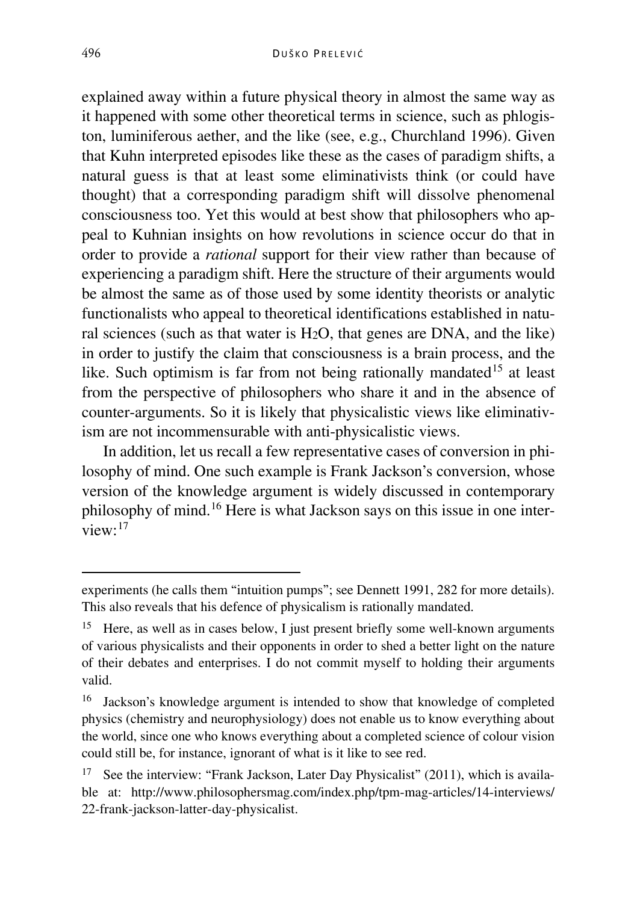explained away within a future physical theory in almost the same way as it happened with some other theoretical terms in science, such as phlogiston, luminiferous aether, and the like (see, e.g., Churchland 1996). Given that Kuhn interpreted episodes like these as the cases of paradigm shifts, a natural guess is that at least some eliminativists think (or could have thought) that a corresponding paradigm shift will dissolve phenomenal consciousness too. Yet this would at best show that philosophers who appeal to Kuhnian insights on how revolutions in science occur do that in order to provide a *rational* support for their view rather than because of experiencing a paradigm shift. Here the structure of their arguments would be almost the same as of those used by some identity theorists or analytic functionalists who appeal to theoretical identifications established in natural sciences (such as that water is $H_2O$, that genes are DNA, and the like) in order to justify the claim that consciousness is a brain process, and the like. Such optimism is far from not being rationally mandated[15] at least from the perspective of philosophers who share it and in the absence of counter-arguments. So it is likely that physicalistic views like eliminativism are not incommensurable with anti-physicalistic views.

In addition, let us recall a few representative cases of conversion in philosophy of mind. One such example is Frank Jackson's conversion, whose version of the knowledge argument is widely discussed in contemporary philosophy of mind.[16] Here is what Jackson says on this issue in one interview:[17]

---

experiments (he calls them "intuition pumps"; see Dennett 1991, 282 for more details). This also reveals that his defence of physicalism is rationally mandated.

[15] Here, as well as in cases below, I just present briefly some well-known arguments of various physicalists and their opponents in order to shed a better light on the nature of their debates and enterprises. I do not commit myself to holding their arguments valid.

[16] Jackson's knowledge argument is intended to show that knowledge of completed physics (chemistry and neurophysiology) does not enable us to know everything about the world, since one who knows everything about a completed science of colour vision could still be, for instance, ignorant of what is it like to see red.

[17] See the interview: "Frank Jackson, Later Day Physicalist" (2011), which is available at: http://www.philosophersmag.com/index.php/tpm-mag-articles/14-interviews/22-frank-jackson-latter-day-physicalist.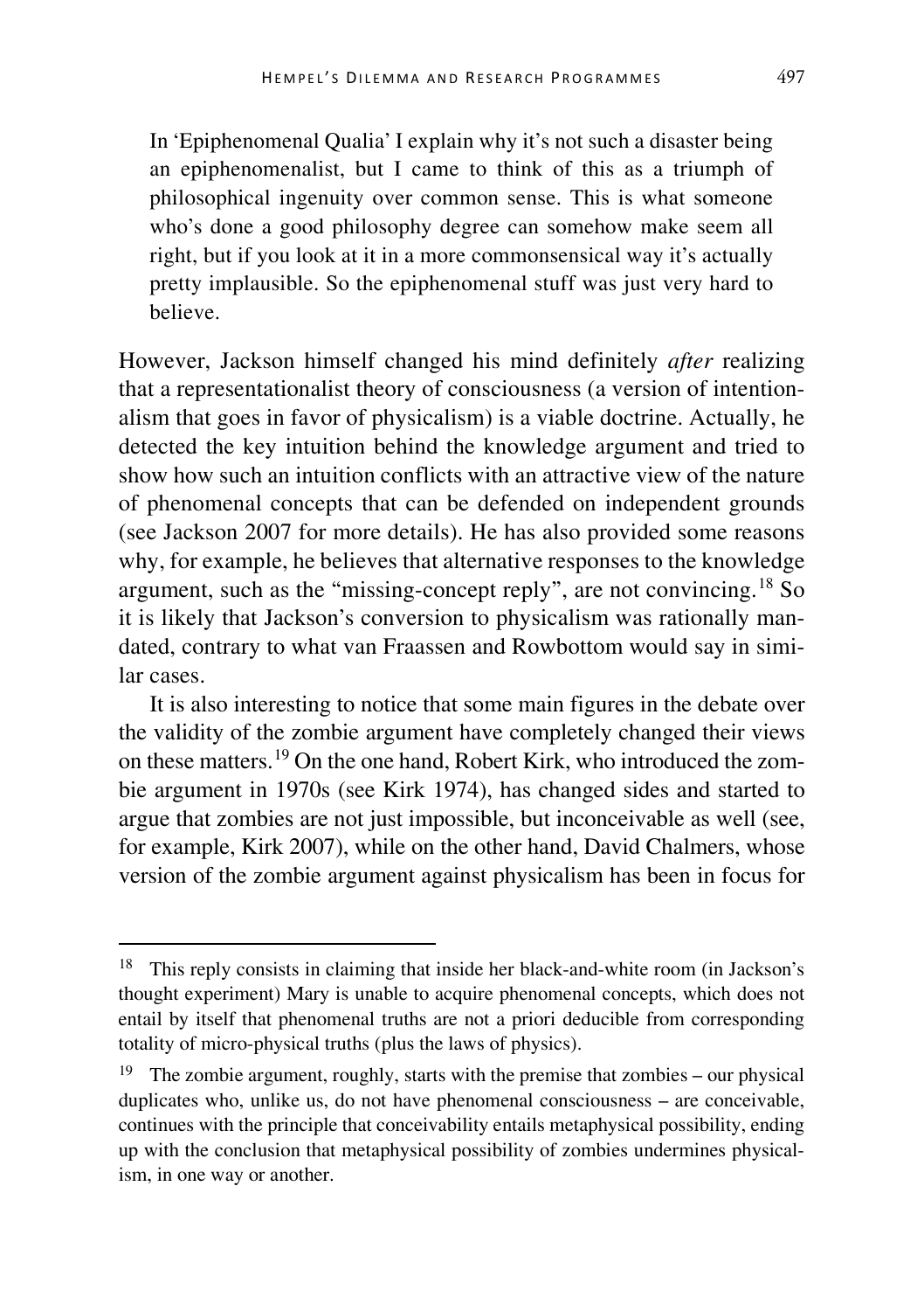> In 'Epiphenomenal Qualia' I explain why it's not such a disaster being an epiphenomenalist, but I came to think of this as a triumph of philosophical ingenuity over common sense. This is what someone who's done a good philosophy degree can somehow make seem all right, but if you look at it in a more commonsensical way it's actually pretty implausible. So the epiphenomenal stuff was just very hard to believe.

However, Jackson himself changed his mind definitely *after* realizing that a representationalist theory of consciousness (a version of intentionalism that goes in favor of physicalism) is a viable doctrine. Actually, he detected the key intuition behind the knowledge argument and tried to show how such an intuition conflicts with an attractive view of the nature of phenomenal concepts that can be defended on independent grounds (see Jackson 2007 for more details). He has also provided some reasons why, for example, he believes that alternative responses to the knowledge argument, such as the "missing-concept reply", are not convincing.[18] So it is likely that Jackson's conversion to physicalism was rationally mandated, contrary to what van Fraassen and Rowbottom would say in similar cases.

It is also interesting to notice that some main figures in the debate over the validity of the zombie argument have completely changed their views on these matters.[19] On the one hand, Robert Kirk, who introduced the zombie argument in 1970s (see Kirk 1974), has changed sides and started to argue that zombies are not just impossible, but inconceivable as well (see, for example, Kirk 2007), while on the other hand, David Chalmers, whose version of the zombie argument against physicalism has been in focus for

---

[18] This reply consists in claiming that inside her black-and-white room (in Jackson's thought experiment) Mary is unable to acquire phenomenal concepts, which does not entail by itself that phenomenal truths are not a priori deducible from corresponding totality of micro-physical truths (plus the laws of physics).

[19] The zombie argument, roughly, starts with the premise that zombies – our physical duplicates who, unlike us, do not have phenomenal consciousness – are conceivable, continues with the principle that conceivability entails metaphysical possibility, ending up with the conclusion that metaphysical possibility of zombies undermines physicalism, in one way or another.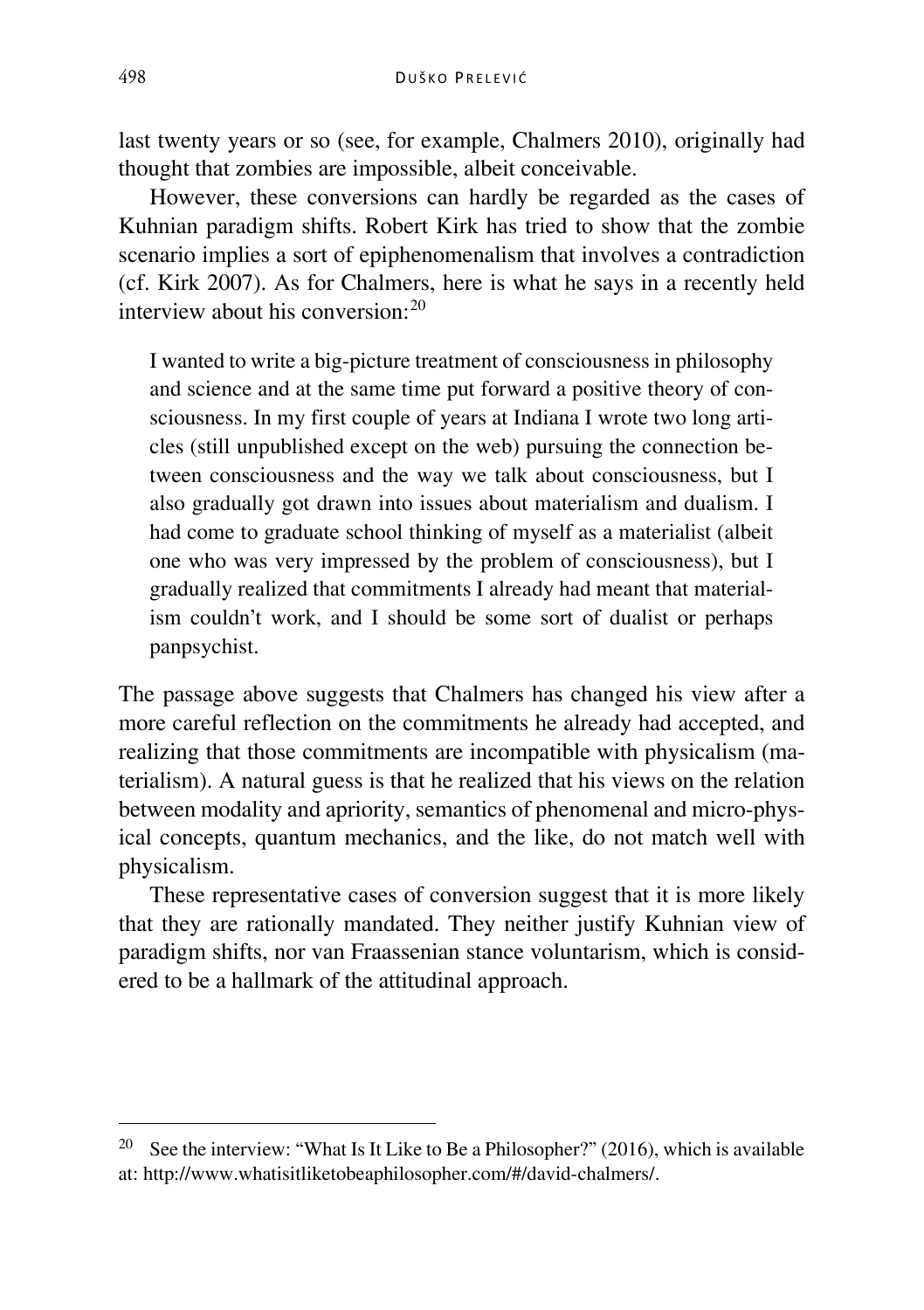last twenty years or so (see, for example, Chalmers 2010), originally had thought that zombies are impossible, albeit conceivable.

However, these conversions can hardly be regarded as the cases of Kuhnian paradigm shifts. Robert Kirk has tried to show that the zombie scenario implies a sort of epiphenomenalism that involves a contradiction (cf. Kirk 2007). As for Chalmers, here is what he says in a recently held interview about his conversion:[20]

> I wanted to write a big-picture treatment of consciousness in philosophy and science and at the same time put forward a positive theory of consciousness. In my first couple of years at Indiana I wrote two long articles (still unpublished except on the web) pursuing the connection between consciousness and the way we talk about consciousness, but I also gradually got drawn into issues about materialism and dualism. I had come to graduate school thinking of myself as a materialist (albeit one who was very impressed by the problem of consciousness), but I gradually realized that commitments I already had meant that materialism couldn't work, and I should be some sort of dualist or perhaps panpsychist.

The passage above suggests that Chalmers has changed his view after a more careful reflection on the commitments he already had accepted, and realizing that those commitments are incompatible with physicalism (materialism). A natural guess is that he realized that his views on the relation between modality and apriority, semantics of phenomenal and micro-physical concepts, quantum mechanics, and the like, do not match well with physicalism.

These representative cases of conversion suggest that it is more likely that they are rationally mandated. They neither justify Kuhnian view of paradigm shifts, nor van Fraassenian stance voluntarism, which is considered to be a hallmark of the attitudinal approach.

---

[20] See the interview: "What Is It Like to Be a Philosopher?" (2016), which is available at: http://www.whatisitliketobeaphilosopher.com/#/david-chalmers/.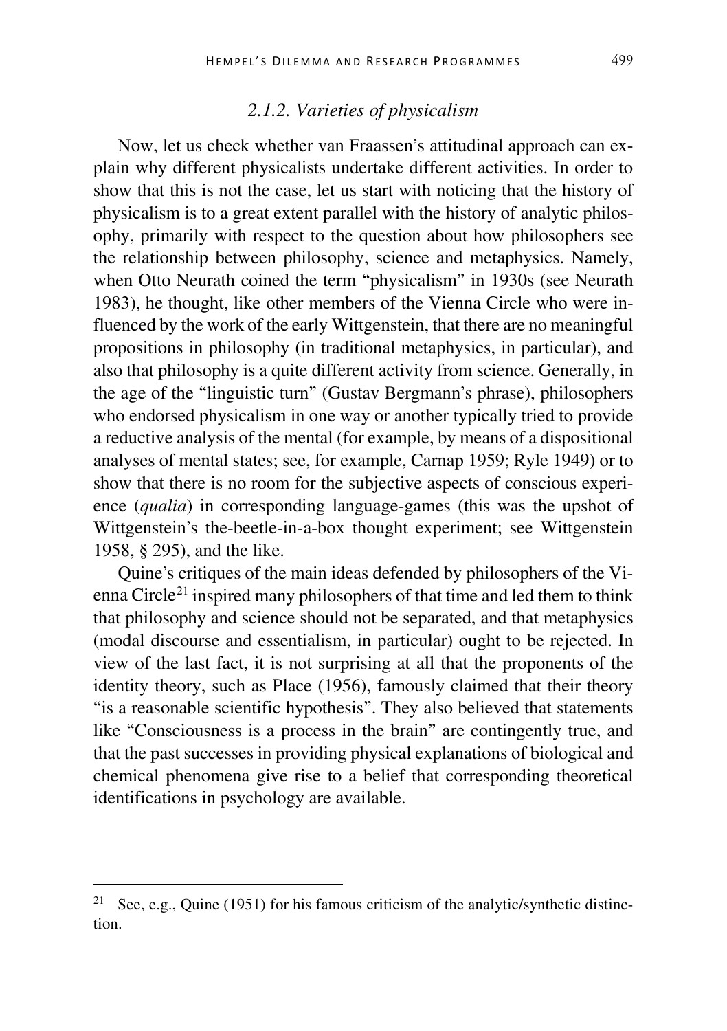### *2.1.2. Varieties of physicalism*

Now, let us check whether van Fraassen's attitudinal approach can explain why different physicalists undertake different activities. In order to show that this is not the case, let us start with noticing that the history of physicalism is to a great extent parallel with the history of analytic philosophy, primarily with respect to the question about how philosophers see the relationship between philosophy, science and metaphysics. Namely, when Otto Neurath coined the term "physicalism" in 1930s (see Neurath 1983), he thought, like other members of the Vienna Circle who were influenced by the work of the early Wittgenstein, that there are no meaningful propositions in philosophy (in traditional metaphysics, in particular), and also that philosophy is a quite different activity from science. Generally, in the age of the "linguistic turn" (Gustav Bergmann's phrase), philosophers who endorsed physicalism in one way or another typically tried to provide a reductive analysis of the mental (for example, by means of a dispositional analyses of mental states; see, for example, Carnap 1959; Ryle 1949) or to show that there is no room for the subjective aspects of conscious experience (*qualia*) in corresponding language-games (this was the upshot of Wittgenstein's the-beetle-in-a-box thought experiment; see Wittgenstein 1958, § 295), and the like.

Quine's critiques of the main ideas defended by philosophers of the Vienna Circle[21] inspired many philosophers of that time and led them to think that philosophy and science should not be separated, and that metaphysics (modal discourse and essentialism, in particular) ought to be rejected. In view of the last fact, it is not surprising at all that the proponents of the identity theory, such as Place (1956), famously claimed that their theory "is a reasonable scientific hypothesis". They also believed that statements like "Consciousness is a process in the brain" are contingently true, and that the past successes in providing physical explanations of biological and chemical phenomena give rise to a belief that corresponding theoretical identifications in psychology are available.

---

[21] See, e.g., Quine (1951) for his famous criticism of the analytic/synthetic distinction.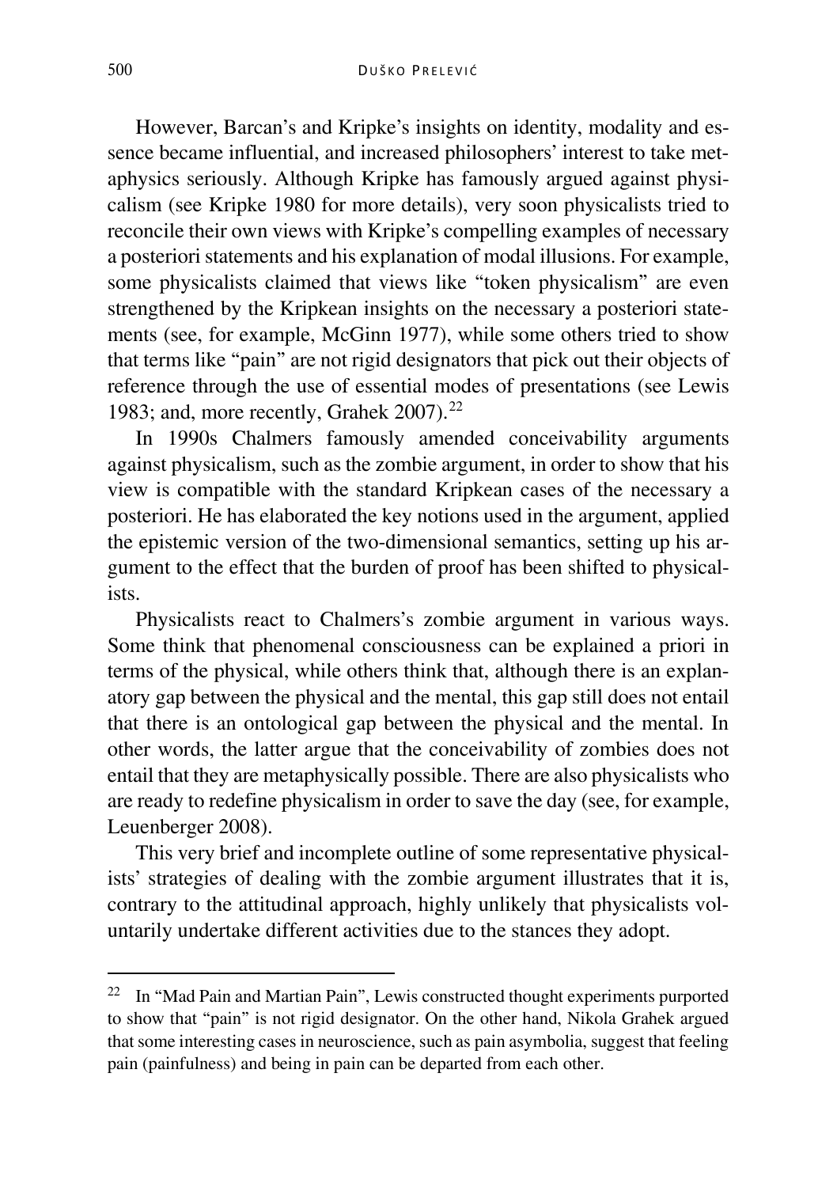However, Barcan's and Kripke's insights on identity, modality and essence became influential, and increased philosophers' interest to take metaphysics seriously. Although Kripke has famously argued against physicalism (see Kripke 1980 for more details), very soon physicalists tried to reconcile their own views with Kripke's compelling examples of necessary a posteriori statements and his explanation of modal illusions. For example, some physicalists claimed that views like "token physicalism" are even strengthened by the Kripkean insights on the necessary a posteriori statements (see, for example, McGinn 1977), while some others tried to show that terms like "pain" are not rigid designators that pick out their objects of reference through the use of essential modes of presentations (see Lewis 1983; and, more recently, Grahek 2007).[22]

In 1990s Chalmers famously amended conceivability arguments against physicalism, such as the zombie argument, in order to show that his view is compatible with the standard Kripkean cases of the necessary a posteriori. He has elaborated the key notions used in the argument, applied the epistemic version of the two-dimensional semantics, setting up his argument to the effect that the burden of proof has been shifted to physicalists.

Physicalists react to Chalmers's zombie argument in various ways. Some think that phenomenal consciousness can be explained a priori in terms of the physical, while others think that, although there is an explanatory gap between the physical and the mental, this gap still does not entail that there is an ontological gap between the physical and the mental. In other words, the latter argue that the conceivability of zombies does not entail that they are metaphysically possible. There are also physicalists who are ready to redefine physicalism in order to save the day (see, for example, Leuenberger 2008).

This very brief and incomplete outline of some representative physicalists' strategies of dealing with the zombie argument illustrates that it is, contrary to the attitudinal approach, highly unlikely that physicalists voluntarily undertake different activities due to the stances they adopt.

---

[22] In "Mad Pain and Martian Pain", Lewis constructed thought experiments purported to show that "pain" is not rigid designator. On the other hand, Nikola Grahek argued that some interesting cases in neuroscience, such as pain asymbolia, suggest that feeling pain (painfulness) and being in pain can be departed from each other.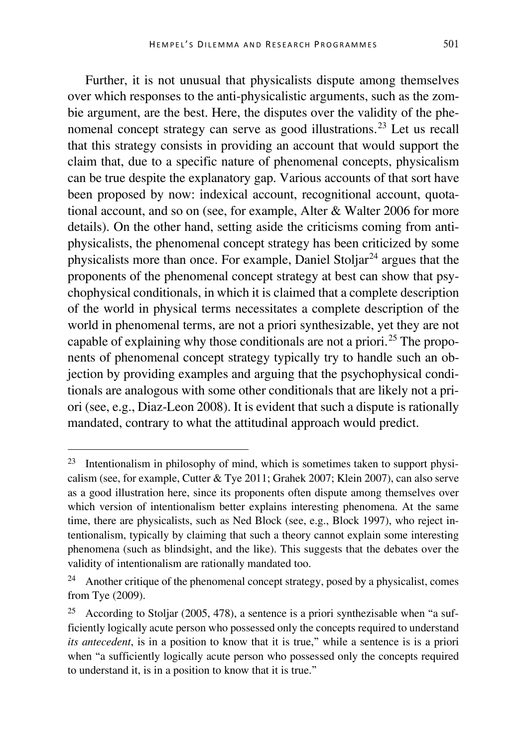Further, it is not unusual that physicalists dispute among themselves over which responses to the anti-physicalistic arguments, such as the zombie argument, are the best. Here, the disputes over the validity of the phenomenal concept strategy can serve as good illustrations.[23] Let us recall that this strategy consists in providing an account that would support the claim that, due to a specific nature of phenomenal concepts, physicalism can be true despite the explanatory gap. Various accounts of that sort have been proposed by now: indexical account, recognitional account, quotational account, and so on (see, for example, Alter & Walter 2006 for more details). On the other hand, setting aside the criticisms coming from anti-physicalists, the phenomenal concept strategy has been criticized by some physicalists more than once. For example, Daniel Stoljar[24] argues that the proponents of the phenomenal concept strategy at best can show that psychophysical conditionals, in which it is claimed that a complete description of the world in physical terms necessitates a complete description of the world in phenomenal terms, are not a priori synthesizable, yet they are not capable of explaining why those conditionals are not a priori.[25] The proponents of phenomenal concept strategy typically try to handle such an objection by providing examples and arguing that the psychophysical conditionals are analogous with some other conditionals that are likely not a priori (see, e.g., Diaz-Leon 2008). It is evident that such a dispute is rationally mandated, contrary to what the attitudinal approach would predict.

---

[23] Intentionalism in philosophy of mind, which is sometimes taken to support physicalism (see, for example, Cutter & Tye 2011; Grahek 2007; Klein 2007), can also serve as a good illustration here, since its proponents often dispute among themselves over which version of intentionalism better explains interesting phenomena. At the same time, there are physicalists, such as Ned Block (see, e.g., Block 1997), who reject intentionalism, typically by claiming that such a theory cannot explain some interesting phenomena (such as blindsight, and the like). This suggests that the debates over the validity of intentionalism are rationally mandated too.

[24] Another critique of the phenomenal concept strategy, posed by a physicalist, comes from Tye (2009).

[25] According to Stoljar (2005, 478), a sentence is a priori synthezisable when "a sufficiently logically acute person who possessed only the concepts required to understand *its antecedent*, is in a position to know that it is true," while a sentence is is a priori when "a sufficiently logically acute person who possessed only the concepts required to understand it, is in a position to know that it is true."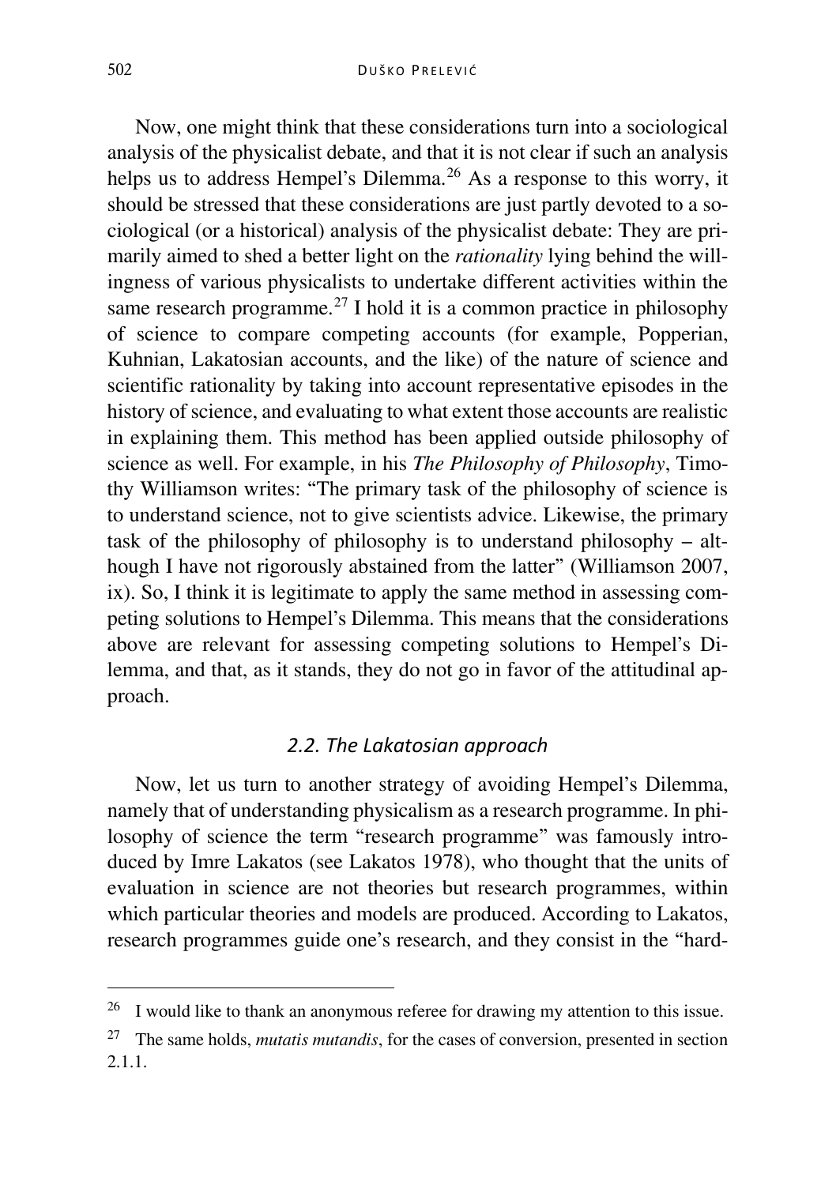Now, one might think that these considerations turn into a sociological analysis of the physicalist debate, and that it is not clear if such an analysis helps us to address Hempel's Dilemma.[26] As a response to this worry, it should be stressed that these considerations are just partly devoted to a sociological (or a historical) analysis of the physicalist debate: They are primarily aimed to shed a better light on the *rationality* lying behind the willingness of various physicalists to undertake different activities within the same research programme.[27] I hold it is a common practice in philosophy of science to compare competing accounts (for example, Popperian, Kuhnian, Lakatosian accounts, and the like) of the nature of science and scientific rationality by taking into account representative episodes in the history of science, and evaluating to what extent those accounts are realistic in explaining them. This method has been applied outside philosophy of science as well. For example, in his *The Philosophy of Philosophy*, Timothy Williamson writes: "The primary task of the philosophy of science is to understand science, not to give scientists advice. Likewise, the primary task of the philosophy of philosophy is to understand philosophy – although I have not rigorously abstained from the latter" (Williamson 2007, ix). So, I think it is legitimate to apply the same method in assessing competing solutions to Hempel's Dilemma. This means that the considerations above are relevant for assessing competing solutions to Hempel's Dilemma, and that, as it stands, they do not go in favor of the attitudinal approach.

### *2.2. The Lakatosian approach*

Now, let us turn to another strategy of avoiding Hempel's Dilemma, namely that of understanding physicalism as a research programme. In philosophy of science the term "research programme" was famously introduced by Imre Lakatos (see Lakatos 1978), who thought that the units of evaluation in science are not theories but research programmes, within which particular theories and models are produced. According to Lakatos, research programmes guide one's research, and they consist in the "hard-

---

[26] I would like to thank an anonymous referee for drawing my attention to this issue.

[27] The same holds, *mutatis mutandis*, for the cases of conversion, presented in section 2.1.1.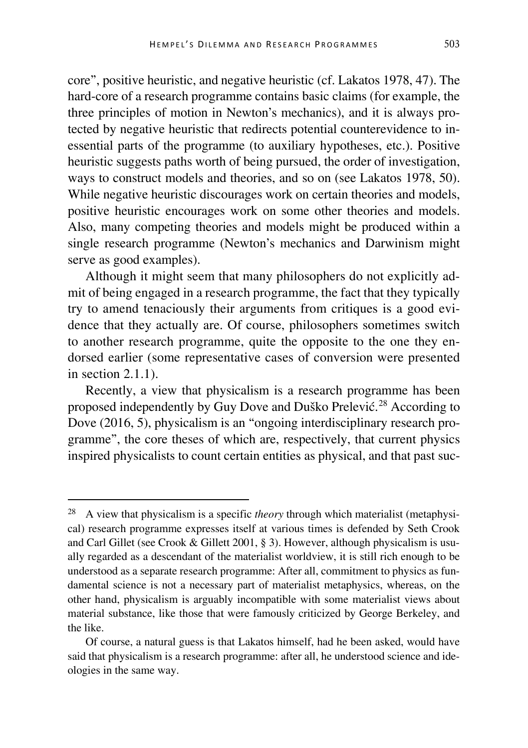core", positive heuristic, and negative heuristic (cf. Lakatos 1978, 47). The hard-core of a research programme contains basic claims (for example, the three principles of motion in Newton's mechanics), and it is always protected by negative heuristic that redirects potential counterevidence to inessential parts of the programme (to auxiliary hypotheses, etc.). Positive heuristic suggests paths worth of being pursued, the order of investigation, ways to construct models and theories, and so on (see Lakatos 1978, 50). While negative heuristic discourages work on certain theories and models, positive heuristic encourages work on some other theories and models. Also, many competing theories and models might be produced within a single research programme (Newton's mechanics and Darwinism might serve as good examples).

Although it might seem that many philosophers do not explicitly admit of being engaged in a research programme, the fact that they typically try to amend tenaciously their arguments from critiques is a good evidence that they actually are. Of course, philosophers sometimes switch to another research programme, quite the opposite to the one they endorsed earlier (some representative cases of conversion were presented in section 2.1.1).

Recently, a view that physicalism is a research programme has been proposed independently by Guy Dove and Duško Prelević.[28] According to Dove (2016, 5), physicalism is an "ongoing interdisciplinary research programme", the core theses of which are, respectively, that current physics inspired physicalists to count certain entities as physical, and that past suc-

---

[28] A view that physicalism is a specific *theory* through which materialist (metaphysical) research programme expresses itself at various times is defended by Seth Crook and Carl Gillet (see Crook & Gillett 2001, § 3). However, although physicalism is usually regarded as a descendant of the materialist worldview, it is still rich enough to be understood as a separate research programme: After all, commitment to physics as fundamental science is not a necessary part of materialist metaphysics, whereas, on the other hand, physicalism is arguably incompatible with some materialist views about material substance, like those that were famously criticized by George Berkeley, and the like.

Of course, a natural guess is that Lakatos himself, had he been asked, would have said that physicalism is a research programme: after all, he understood science and ideologies in the same way.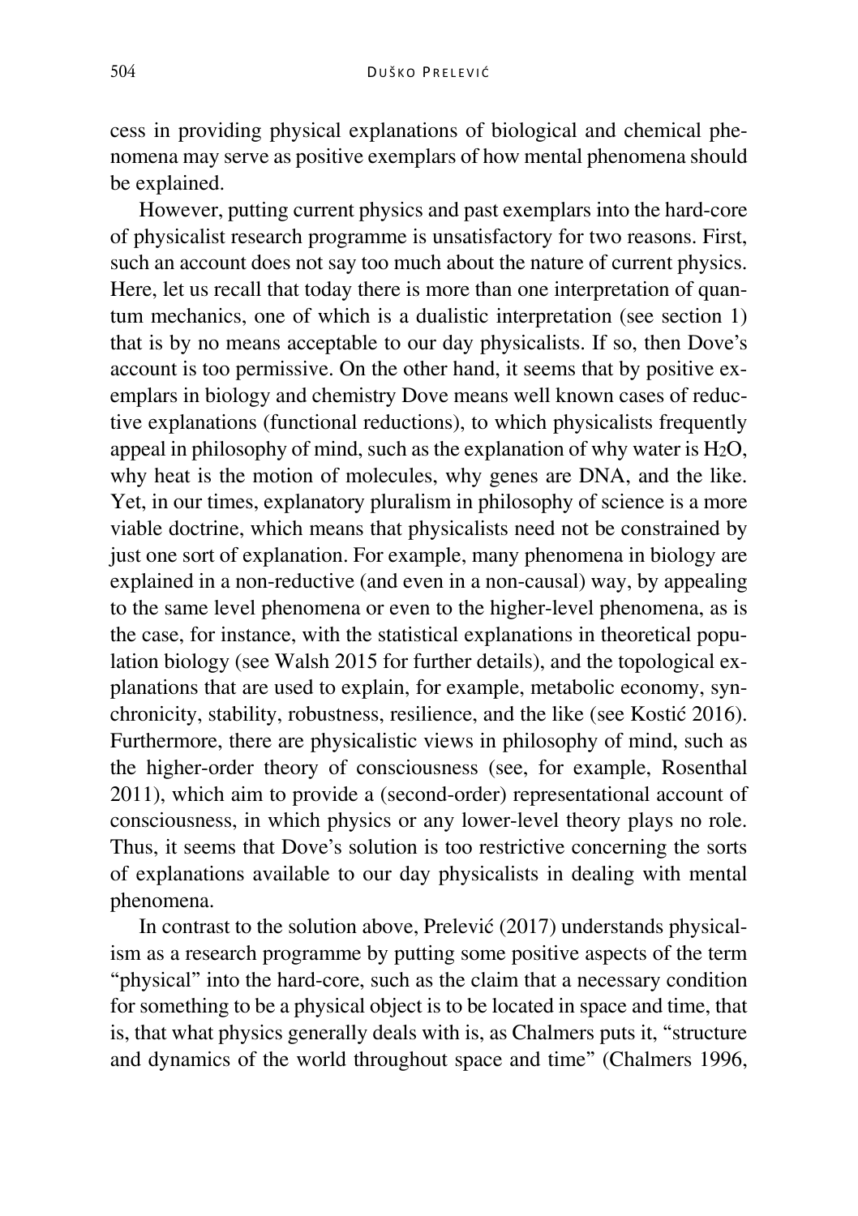cess in providing physical explanations of biological and chemical phenomena may serve as positive exemplars of how mental phenomena should be explained.

However, putting current physics and past exemplars into the hard-core of physicalist research programme is unsatisfactory for two reasons. First, such an account does not say too much about the nature of current physics. Here, let us recall that today there is more than one interpretation of quantum mechanics, one of which is a dualistic interpretation (see section 1) that is by no means acceptable to our day physicalists. If so, then Dove's account is too permissive. On the other hand, it seems that by positive exemplars in biology and chemistry Dove means well known cases of reductive explanations (functional reductions), to which physicalists frequently appeal in philosophy of mind, such as the explanation of why water is $H_2O$, why heat is the motion of molecules, why genes are DNA, and the like. Yet, in our times, explanatory pluralism in philosophy of science is a more viable doctrine, which means that physicalists need not be constrained by just one sort of explanation. For example, many phenomena in biology are explained in a non-reductive (and even in a non-causal) way, by appealing to the same level phenomena or even to the higher-level phenomena, as is the case, for instance, with the statistical explanations in theoretical population biology (see Walsh 2015 for further details), and the topological explanations that are used to explain, for example, metabolic economy, synchronicity, stability, robustness, resilience, and the like (see Kostić 2016). Furthermore, there are physicalistic views in philosophy of mind, such as the higher-order theory of consciousness (see, for example, Rosenthal 2011), which aim to provide a (second-order) representational account of consciousness, in which physics or any lower-level theory plays no role. Thus, it seems that Dove's solution is too restrictive concerning the sorts of explanations available to our day physicalists in dealing with mental phenomena.

In contrast to the solution above, Prelević (2017) understands physicalism as a research programme by putting some positive aspects of the term "physical" into the hard-core, such as the claim that a necessary condition for something to be a physical object is to be located in space and time, that is, that what physics generally deals with is, as Chalmers puts it, "structure and dynamics of the world throughout space and time" (Chalmers 1996,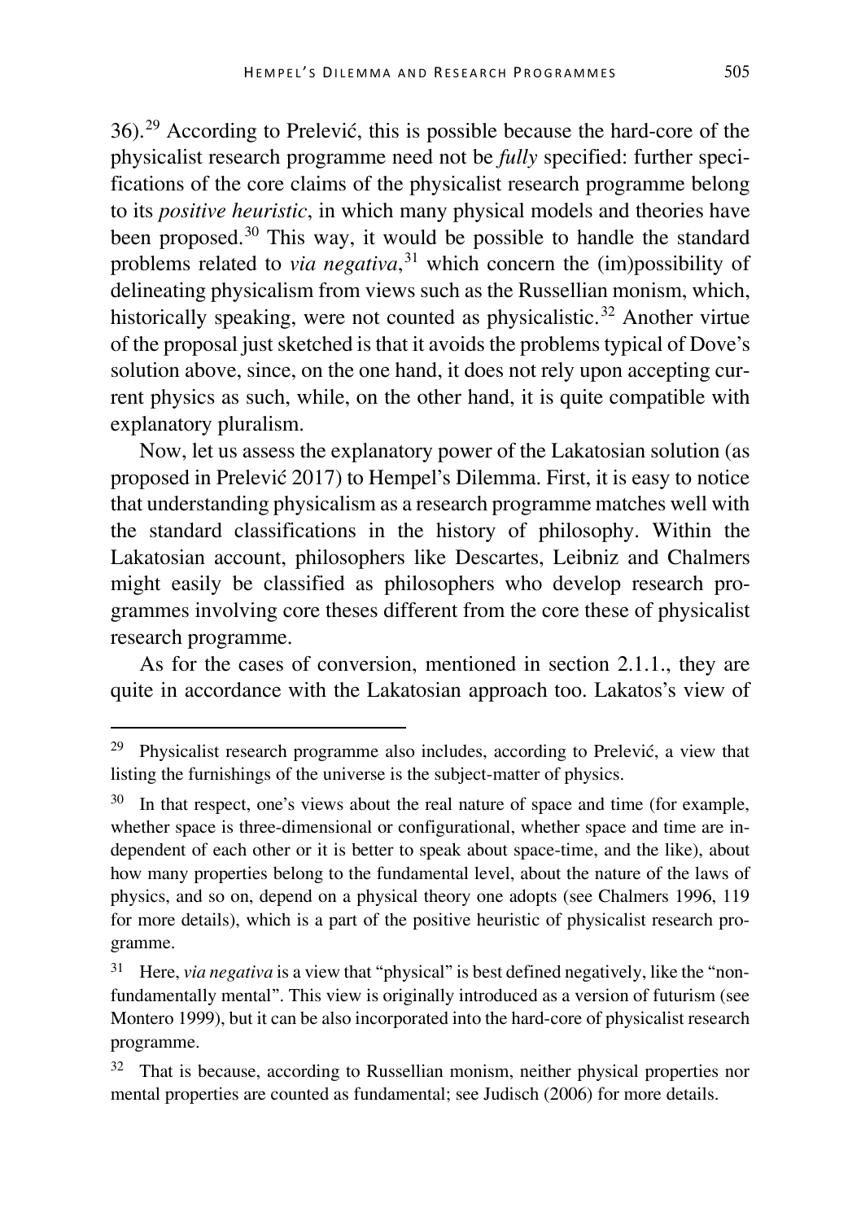36).[29] According to Prelević, this is possible because the hard-core of the physicalist research programme need not be *fully* specified: further specifications of the core claims of the physicalist research programme belong to its *positive heuristic*, in which many physical models and theories have been proposed.[30] This way, it would be possible to handle the standard problems related to *via negativa*,[31] which concern the (im)possibility of delineating physicalism from views such as the Russellian monism, which, historically speaking, were not counted as physicalistic.[32] Another virtue of the proposal just sketched is that it avoids the problems typical of Dove's solution above, since, on the one hand, it does not rely upon accepting current physics as such, while, on the other hand, it is quite compatible with explanatory pluralism.

Now, let us assess the explanatory power of the Lakatosian solution (as proposed in Prelević 2017) to Hempel's Dilemma. First, it is easy to notice that understanding physicalism as a research programme matches well with the standard classifications in the history of philosophy. Within the Lakatosian account, philosophers like Descartes, Leibniz and Chalmers might easily be classified as philosophers who develop research programmes involving core theses different from the core these of physicalist research programme.

As for the cases of conversion, mentioned in section 2.1.1., they are quite in accordance with the Lakatosian approach too. Lakatos's view of

---

[29] Physicalist research programme also includes, according to Prelević, a view that listing the furnishings of the universe is the subject-matter of physics.

[30] In that respect, one's views about the real nature of space and time (for example, whether space is three-dimensional or configurational, whether space and time are independent of each other or it is better to speak about space-time, and the like), about how many properties belong to the fundamental level, about the nature of the laws of physics, and so on, depend on a physical theory one adopts (see Chalmers 1996, 119 for more details), which is a part of the positive heuristic of physicalist research programme.

[31] Here, *via negativa* is a view that "physical" is best defined negatively, like the "non-fundamentally mental". This view is originally introduced as a version of futurism (see Montero 1999), but it can be also incorporated into the hard-core of physicalist research programme.

[32] That is because, according to Russellian monism, neither physical properties nor mental properties are counted as fundamental; see Judisch (2006) for more details.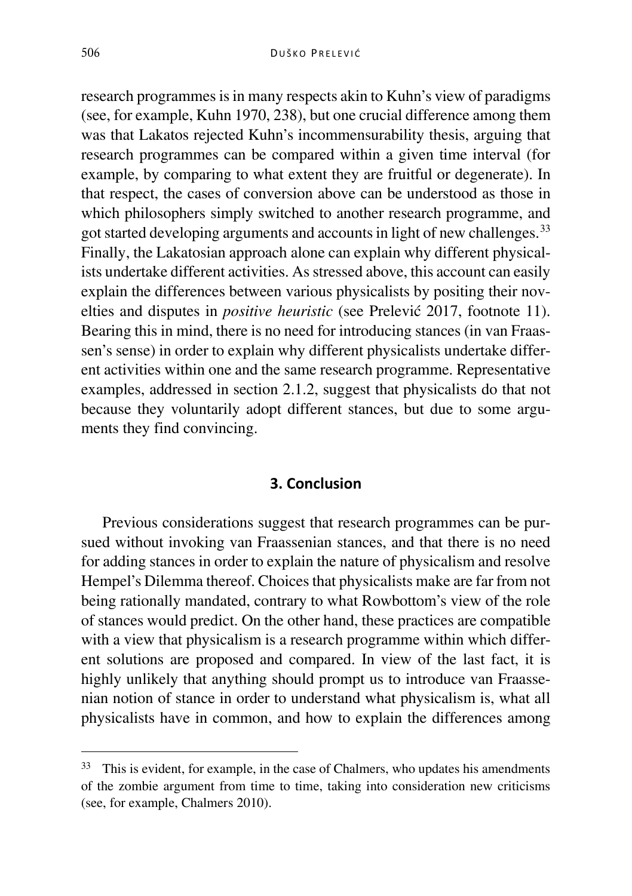research programmes is in many respects akin to Kuhn's view of paradigms (see, for example, Kuhn 1970, 238), but one crucial difference among them was that Lakatos rejected Kuhn's incommensurability thesis, arguing that research programmes can be compared within a given time interval (for example, by comparing to what extent they are fruitful or degenerate). In that respect, the cases of conversion above can be understood as those in which philosophers simply switched to another research programme, and got started developing arguments and accounts in light of new challenges.[33] Finally, the Lakatosian approach alone can explain why different physicalists undertake different activities. As stressed above, this account can easily explain the differences between various physicalists by positing their novelties and disputes in *positive heuristic* (see Prelević 2017, footnote 11). Bearing this in mind, there is no need for introducing stances (in van Fraassen's sense) in order to explain why different physicalists undertake different activities within one and the same research programme. Representative examples, addressed in section 2.1.2, suggest that physicalists do that not because they voluntarily adopt different stances, but due to some arguments they find convincing.

## 3. Conclusion

Previous considerations suggest that research programmes can be pursued without invoking van Fraassenian stances, and that there is no need for adding stances in order to explain the nature of physicalism and resolve Hempel's Dilemma thereof. Choices that physicalists make are far from not being rationally mandated, contrary to what Rowbottom's view of the role of stances would predict. On the other hand, these practices are compatible with a view that physicalism is a research programme within which different solutions are proposed and compared. In view of the last fact, it is highly unlikely that anything should prompt us to introduce van Fraassenian notion of stance in order to understand what physicalism is, what all physicalists have in common, and how to explain the differences among

[33] This is evident, for example, in the case of Chalmers, who updates his amendments of the zombie argument from time to time, taking into consideration new criticisms (see, for example, Chalmers 2010).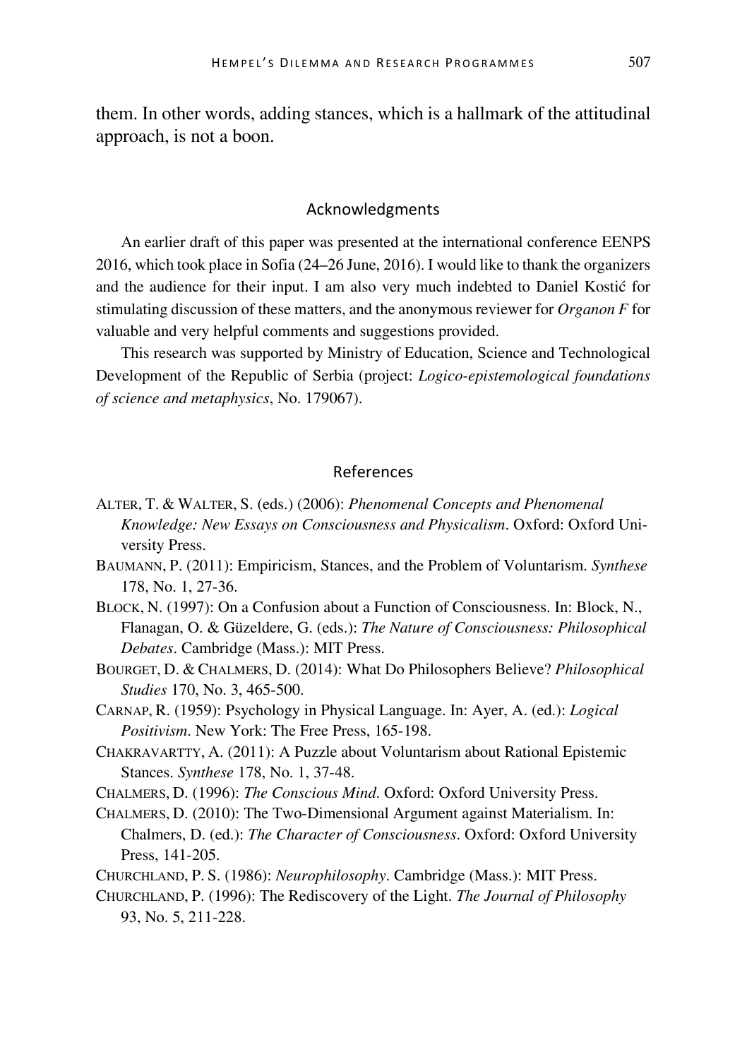them. In other words, adding stances, which is a hallmark of the attitudinal approach, is not a boon.

## Acknowledgments

An earlier draft of this paper was presented at the international conference EENPS 2016, which took place in Sofia (24–26 June, 2016). I would like to thank the organizers and the audience for their input. I am also very much indebted to Daniel Kostić for stimulating discussion of these matters, and the anonymous reviewer for *Organon F* for valuable and very helpful comments and suggestions provided.

This research was supported by Ministry of Education, Science and Technological Development of the Republic of Serbia (project: *Logico-epistemological foundations of science and metaphysics*, No. 179067).

## References

ALTER, T. & WALTER, S. (eds.) (2006): *Phenomenal Concepts and Phenomenal Knowledge: New Essays on Consciousness and Physicalism*. Oxford: Oxford University Press.

BAUMANN, P. (2011): Empiricism, Stances, and the Problem of Voluntarism. *Synthese* 178, No. 1, 27-36.

BLOCK, N. (1997): On a Confusion about a Function of Consciousness. In: Block, N., Flanagan, O. & Güzeldere, G. (eds.): *The Nature of Consciousness: Philosophical Debates*. Cambridge (Mass.): MIT Press.

BOURGET, D. & CHALMERS, D. (2014): What Do Philosophers Believe? *Philosophical Studies* 170, No. 3, 465-500.

CARNAP, R. (1959): Psychology in Physical Language. In: Ayer, A. (ed.): *Logical Positivism*. New York: The Free Press, 165-198.

CHAKRAVARTTY, A. (2011): A Puzzle about Voluntarism about Rational Epistemic Stances. *Synthese* 178, No. 1, 37-48.

CHALMERS, D. (1996): *The Conscious Mind*. Oxford: Oxford University Press.

CHALMERS, D. (2010): The Two-Dimensional Argument against Materialism. In: Chalmers, D. (ed.): *The Character of Consciousness*. Oxford: Oxford University Press, 141-205.

CHURCHLAND, P. S. (1986): *Neurophilosophy*. Cambridge (Mass.): MIT Press.

CHURCHLAND, P. (1996): The Rediscovery of the Light. *The Journal of Philosophy* 93, No. 5, 211-228.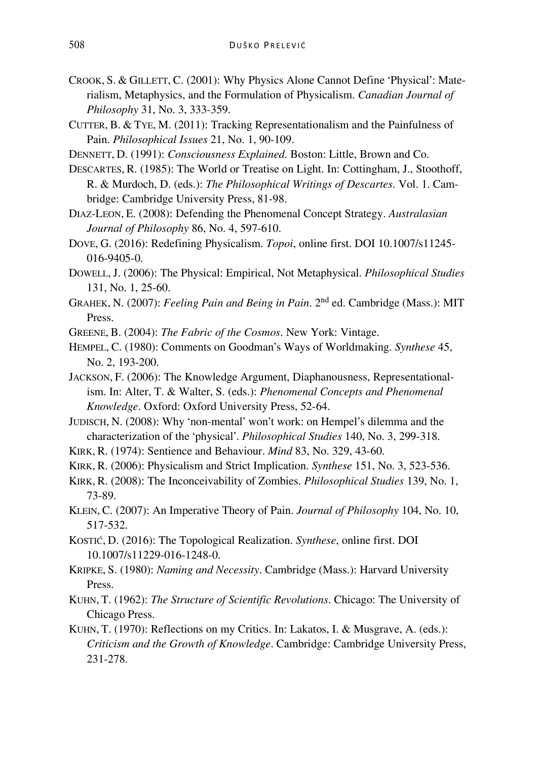CROOK, S. & GILLETT, C. (2001): Why Physics Alone Cannot Define 'Physical': Materialism, Metaphysics, and the Formulation of Physicalism. *Canadian Journal of Philosophy* 31, No. 3, 333-359.

CUTTER, B. & TYE, M. (2011): Tracking Representationalism and the Painfulness of Pain. *Philosophical Issues* 21, No. 1, 90-109.

DENNETT, D. (1991): *Consciousness Explained*. Boston: Little, Brown and Co.

DESCARTES, R. (1985): The World or Treatise on Light. In: Cottingham, J., Stoothoff, R. & Murdoch, D. (eds.): *The Philosophical Writings of Descartes*. Vol. 1. Cambridge: Cambridge University Press, 81-98.

DIAZ-LEON, E. (2008): Defending the Phenomenal Concept Strategy. *Australasian Journal of Philosophy* 86, No. 4, 597-610.

DOVE, G. (2016): Redefining Physicalism. *Topoi*, online first. DOI 10.1007/s11245-016-9405-0.

DOWELL, J. (2006): The Physical: Empirical, Not Metaphysical. *Philosophical Studies* 131, No. 1, 25-60.

GRAHEK, N. (2007): *Feeling Pain and Being in Pain*. 2nd ed. Cambridge (Mass.): MIT Press.

GREENE, B. (2004): *The Fabric of the Cosmos*. New York: Vintage.

HEMPEL, C. (1980): Comments on Goodman's Ways of Worldmaking. *Synthese* 45, No. 2, 193-200.

JACKSON, F. (2006): The Knowledge Argument, Diaphanousness, Representationalism. In: Alter, T. & Walter, S. (eds.): *Phenomenal Concepts and Phenomenal Knowledge*. Oxford: Oxford University Press, 52-64.

JUDISCH, N. (2008): Why 'non-mental' won't work: on Hempel's dilemma and the characterization of the 'physical'. *Philosophical Studies* 140, No. 3, 299-318.

KIRK, R. (1974): Sentience and Behaviour. *Mind* 83, No. 329, 43-60.

KIRK, R. (2006): Physicalism and Strict Implication. *Synthese* 151, No. 3, 523-536.

KIRK, R. (2008): The Inconceivability of Zombies. *Philosophical Studies* 139, No. 1, 73-89.

KLEIN, C. (2007): An Imperative Theory of Pain. *Journal of Philosophy* 104, No. 10, 517-532.

KOSTIĆ, D. (2016): The Topological Realization. *Synthese*, online first. DOI 10.1007/s11229-016-1248-0.

KRIPKE, S. (1980): *Naming and Necessity*. Cambridge (Mass.): Harvard University Press.

KUHN, T. (1962): *The Structure of Scientific Revolutions*. Chicago: The University of Chicago Press.

KUHN, T. (1970): Reflections on my Critics. In: Lakatos, I. & Musgrave, A. (eds.): *Criticism and the Growth of Knowledge*. Cambridge: Cambridge University Press, 231-278.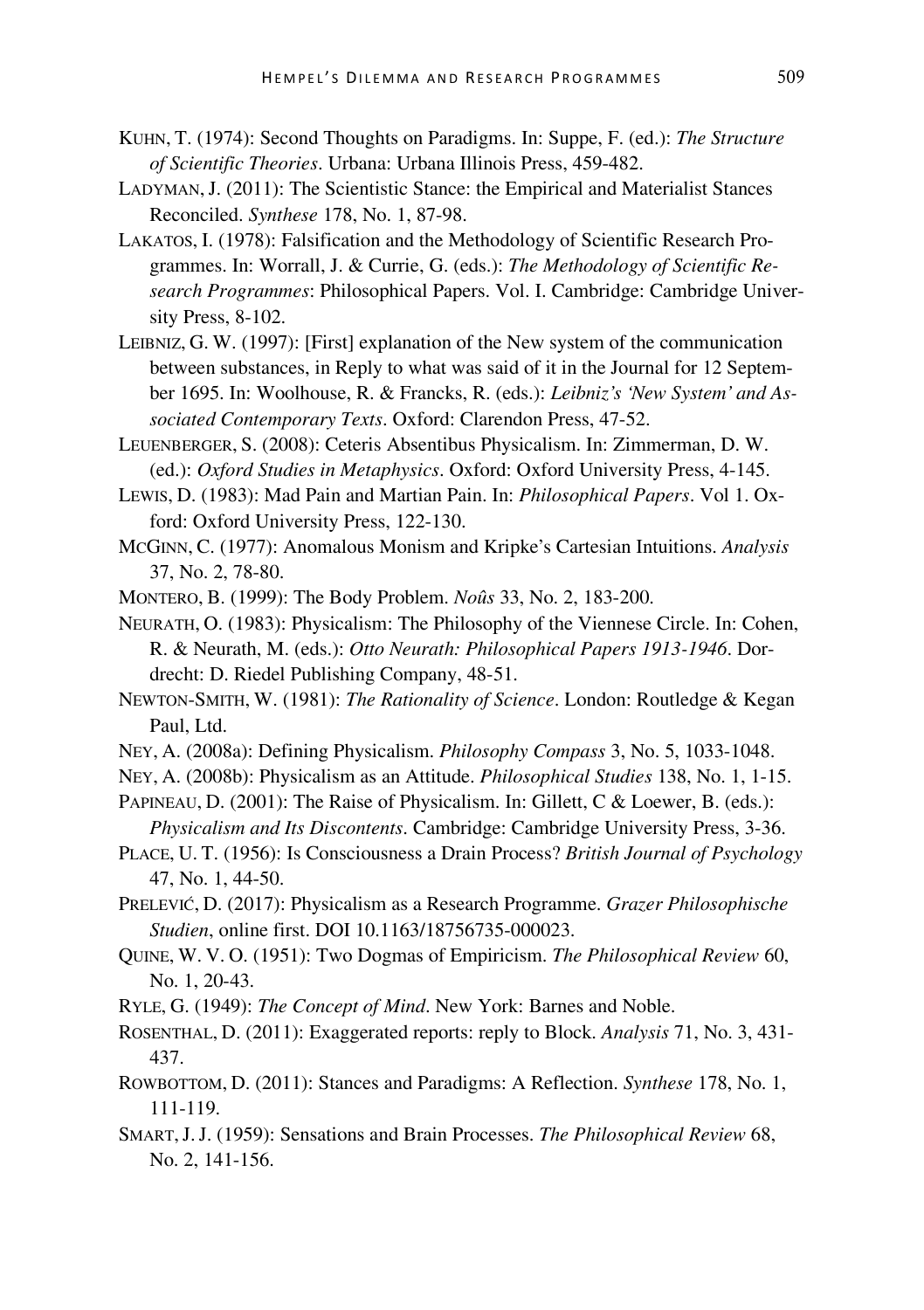KUHN, T. (1974): Second Thoughts on Paradigms. In: Suppe, F. (ed.): *The Structure of Scientific Theories*. Urbana: Urbana Illinois Press, 459-482.

LADYMAN, J. (2011): The Scientistic Stance: the Empirical and Materialist Stances Reconciled. *Synthese* 178, No. 1, 87-98.

LAKATOS, I. (1978): Falsification and the Methodology of Scientific Research Programmes. In: Worrall, J. & Currie, G. (eds.): *The Methodology of Scientific Research Programmes*: Philosophical Papers. Vol. I. Cambridge: Cambridge University Press, 8-102.

LEIBNIZ, G. W. (1997): [First] explanation of the New system of the communication between substances, in Reply to what was said of it in the Journal for 12 September 1695. In: Woolhouse, R. & Francks, R. (eds.): *Leibniz's 'New System' and Associated Contemporary Texts*. Oxford: Clarendon Press, 47-52.

LEUENBERGER, S. (2008): Ceteris Absentibus Physicalism. In: Zimmerman, D. W. (ed.): *Oxford Studies in Metaphysics*. Oxford: Oxford University Press, 4-145.

LEWIS, D. (1983): Mad Pain and Martian Pain. In: *Philosophical Papers*. Vol 1. Oxford: Oxford University Press, 122-130.

MCGINN, C. (1977): Anomalous Monism and Kripke's Cartesian Intuitions. *Analysis* 37, No. 2, 78-80.

MONTERO, B. (1999): The Body Problem. *Noûs* 33, No. 2, 183-200.

NEURATH, O. (1983): Physicalism: The Philosophy of the Viennese Circle. In: Cohen, R. & Neurath, M. (eds.): *Otto Neurath: Philosophical Papers 1913-1946*. Dordrecht: D. Riedel Publishing Company, 48-51.

NEWTON-SMITH, W. (1981): *The Rationality of Science*. London: Routledge & Kegan Paul, Ltd.

NEY, A. (2008a): Defining Physicalism. *Philosophy Compass* 3, No. 5, 1033-1048.

NEY, A. (2008b): Physicalism as an Attitude. *Philosophical Studies* 138, No. 1, 1-15.

PAPINEAU, D. (2001): The Raise of Physicalism. In: Gillett, C & Loewer, B. (eds.): *Physicalism and Its Discontents*. Cambridge: Cambridge University Press, 3-36.

PLACE, U. T. (1956): Is Consciousness a Drain Process? *British Journal of Psychology* 47, No. 1, 44-50.

PRELEVIĆ, D. (2017): Physicalism as a Research Programme. *Grazer Philosophische Studien*, online first. DOI 10.1163/18756735-000023.

QUINE, W. V. O. (1951): Two Dogmas of Empiricism. *The Philosophical Review* 60, No. 1, 20-43.

RYLE, G. (1949): *The Concept of Mind*. New York: Barnes and Noble.

ROSENTHAL, D. (2011): Exaggerated reports: reply to Block. *Analysis* 71, No. 3, 431-437.

ROWBOTTOM, D. (2011): Stances and Paradigms: A Reflection. *Synthese* 178, No. 1, 111-119.

SMART, J. J. (1959): Sensations and Brain Processes. *The Philosophical Review* 68, No. 2, 141-156.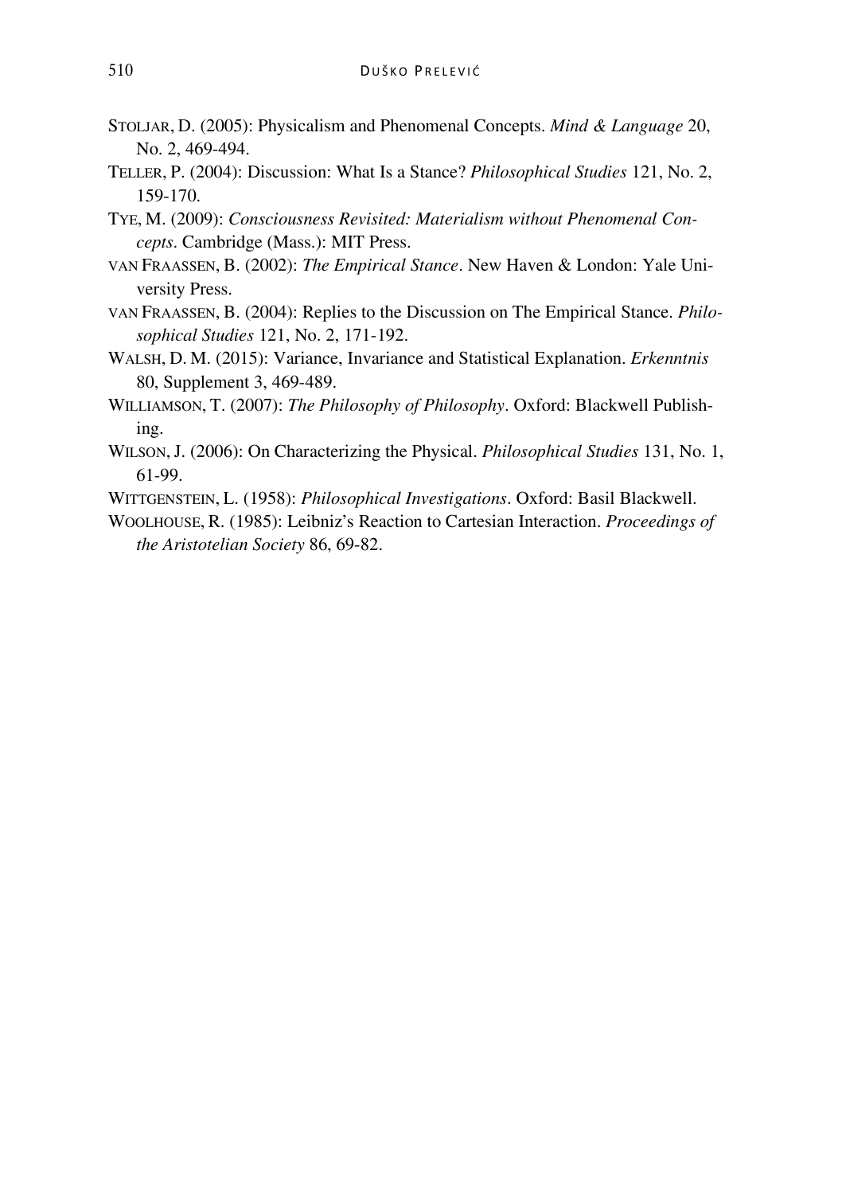STOLJAR, D. (2005): Physicalism and Phenomenal Concepts. *Mind & Language* 20, No. 2, 469-494.

TELLER, P. (2004): Discussion: What Is a Stance? *Philosophical Studies* 121, No. 2, 159-170.

TYE, M. (2009): *Consciousness Revisited: Materialism without Phenomenal Concepts*. Cambridge (Mass.): MIT Press.

VAN FRAASSEN, B. (2002): *The Empirical Stance*. New Haven & London: Yale University Press.

VAN FRAASSEN, B. (2004): Replies to the Discussion on The Empirical Stance. *Philosophical Studies* 121, No. 2, 171-192.

WALSH, D. M. (2015): Variance, Invariance and Statistical Explanation. *Erkenntnis* 80, Supplement 3, 469-489.

WILLIAMSON, T. (2007): *The Philosophy of Philosophy*. Oxford: Blackwell Publishing.

WILSON, J. (2006): On Characterizing the Physical. *Philosophical Studies* 131, No. 1, 61-99.

WITTGENSTEIN, L. (1958): *Philosophical Investigations*. Oxford: Basil Blackwell.

WOOLHOUSE, R. (1985): Leibniz's Reaction to Cartesian Interaction. *Proceedings of the Aristotelian Society* 86, 69-82.